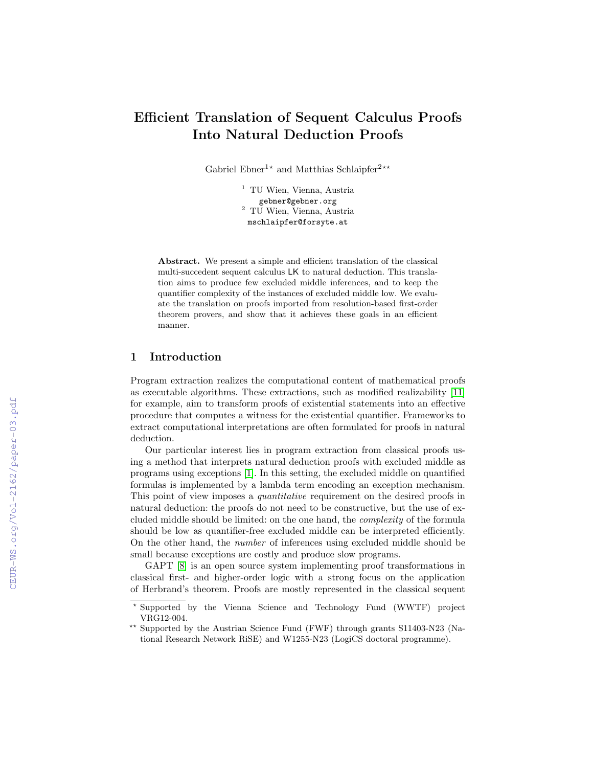# Efficient Translation of Sequent Calculus Proofs Into Natural Deduction Proofs

Gabriel Ebner[1⋆] and Matthias Schlaipfer[2⋆⋆]

[1] TU Wien, Vienna, Austria
gebner@gebner.org
[2] TU Wien, Vienna, Austria
mschlaipfer@forsyte.at

**Abstract.** We present a simple and efficient translation of the classical multi-succedent sequent calculus LK to natural deduction. This translation aims to produce few excluded middle inferences, and to keep the quantifier complexity of the instances of excluded middle low. We evaluate the translation on proofs imported from resolution-based first-order theorem provers, and show that it achieves these goals in an efficient manner.

## 1 Introduction

Program extraction realizes the computational content of mathematical proofs as executable algorithms. These extractions, such as modified realizability [11] for example, aim to transform proofs of existential statements into an effective procedure that computes a witness for the existential quantifier. Frameworks to extract computational interpretations are often formulated for proofs in natural deduction.

Our particular interest lies in program extraction from classical proofs using a method that interprets natural deduction proofs with excluded middle as programs using exceptions [1]. In this setting, the excluded middle on quantified formulas is implemented by a lambda term encoding an exception mechanism. This point of view imposes a *quantitative* requirement on the desired proofs in natural deduction: the proofs do not need to be constructive, but the use of excluded middle should be limited: on the one hand, the *complexity* of the formula should be low as quantifier-free excluded middle can be interpreted efficiently. On the other hand, the *number* of inferences using excluded middle should be small because exceptions are costly and produce slow programs.

GAPT [8] is an open source system implementing proof transformations in classical first- and higher-order logic with a strong focus on the application of Herbrand's theorem. Proofs are mostly represented in the classical sequent

⋆ Supported by the Vienna Science and Technology Fund (WWTF) project VRG12-004.

⋆⋆ Supported by the Austrian Science Fund (FWF) through grants S11403-N23 (National Research Network RiSE) and W1255-N23 (LogiCS doctoral programme).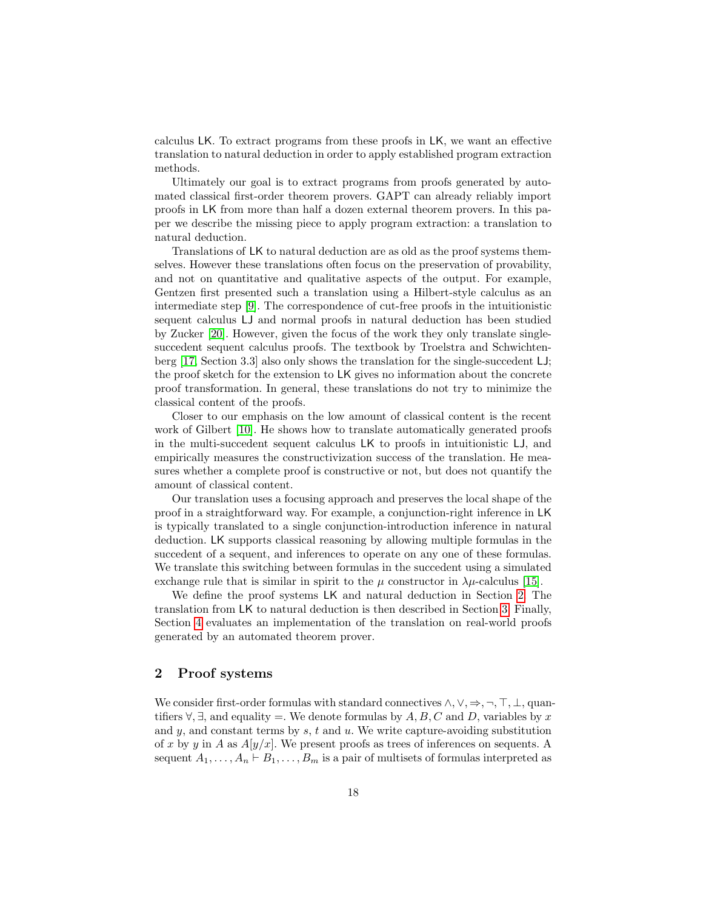calculus LK. To extract programs from these proofs in LK, we want an effective translation to natural deduction in order to apply established program extraction methods.

Ultimately our goal is to extract programs from proofs generated by automated classical first-order theorem provers. GAPT can already reliably import proofs in LK from more than half a dozen external theorem provers. In this paper we describe the missing piece to apply program extraction: a translation to natural deduction.

Translations of LK to natural deduction are as old as the proof systems themselves. However these translations often focus on the preservation of provability, and not on quantitative and qualitative aspects of the output. For example, Gentzen first presented such a translation using a Hilbert-style calculus as an intermediate step [9]. The correspondence of cut-free proofs in the intuitionistic sequent calculus LJ and normal proofs in natural deduction has been studied by Zucker [20]. However, given the focus of the work they only translate single-succedent sequent calculus proofs. The textbook by Troelstra and Schwichtenberg [17, Section 3.3] also only shows the translation for the single-succedent LJ; the proof sketch for the extension to LK gives no information about the concrete proof transformation. In general, these translations do not try to minimize the classical content of the proofs.

Closer to our emphasis on the low amount of classical content is the recent work of Gilbert [10]. He shows how to translate automatically generated proofs in the multi-succedent sequent calculus LK to proofs in intuitionistic LJ, and empirically measures the constructivization success of the translation. He measures whether a complete proof is constructive or not, but does not quantify the amount of classical content.

Our translation uses a focusing approach and preserves the local shape of the proof in a straightforward way. For example, a conjunction-right inference in LK is typically translated to a single conjunction-introduction inference in natural deduction. LK supports classical reasoning by allowing multiple formulas in the succedent of a sequent, and inferences to operate on any one of these formulas. We translate this switching between formulas in the succedent using a simulated exchange rule that is similar in spirit to the $\mu$ constructor in $\lambda\mu$-calculus [15].

We define the proof systems LK and natural deduction in Section 2. The translation from LK to natural deduction is then described in Section 3. Finally, Section 4 evaluates an implementation of the translation on real-world proofs generated by an automated theorem prover.

## 2 Proof systems

We consider first-order formulas with standard connectives $\wedge, \vee, \Rightarrow, \neg, \top, \bot$, quantifiers $\forall, \exists$, and equality $=$. We denote formulas by $A, B, C$ and $D$, variables by $x$ and $y$, and constant terms by $s$, $t$ and $u$. We write capture-avoiding substitution of $x$ by $y$ in $A$ as $A[y/x]$. We present proofs as trees of inferences on sequents. A sequent $A_1, \ldots, A_n \vdash B_1, \ldots, B_m$ is a pair of multisets of formulas interpreted as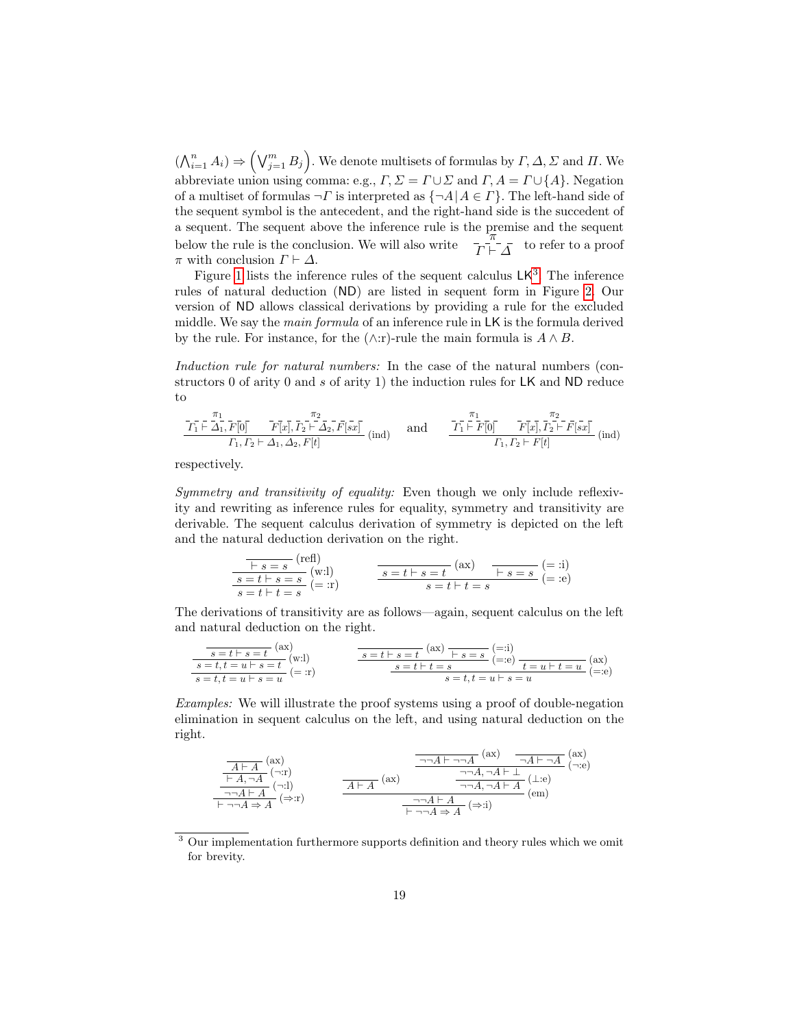$(\bigwedge_{i=1}^n A_i) \Rightarrow \left(\bigvee_{j=1}^m B_j\right)$. We denote multisets of formulas by $\Gamma, \Delta, \Sigma$ and $\Pi$. We abbreviate union using comma: e.g., $\Gamma, \Sigma = \Gamma \cup \Sigma$ and $\Gamma, A = \Gamma \cup \{A\}$. Negation of a multiset of formulas $\neg\Gamma$ is interpreted as $\{\neg A \mid A \in \Gamma\}$. The left-hand side of the sequent symbol is the antecedent, and the right-hand side is the succedent of a sequent. The sequent above the inference rule is the premise and the sequent below the rule is the conclusion. We will also write $\overset{\pi}{\Gamma \vdash \Delta}$ to refer to a proof $\pi$ with conclusion $\Gamma \vdash \Delta$.

Figure 1 lists the inference rules of the sequent calculus LK[3]. The inference rules of natural deduction (ND) are listed in sequent form in Figure 2. Our version of ND allows classical derivations by providing a rule for the excluded middle. We say the *main formula* of an inference rule in LK is the formula derived by the rule. For instance, for the ($\wedge$:r)-rule the main formula is $A \wedge B$.

*Induction rule for natural numbers:* In the case of the natural numbers (constructors 0 of arity 0 and $s$ of arity 1) the induction rules for LK and ND reduce to

$$\frac{\overset{\pi_1}{\Gamma_1 \vdash \Delta_1, F[0]} \qquad \overset{\pi_2}{F[x], \Gamma_2 \vdash \Delta_2, F[sx]}}{\Gamma_1, \Gamma_2 \vdash \Delta_1, \Delta_2, F[t]}\ (\text{ind}) \qquad \text{and} \qquad \frac{\overset{\pi_1}{\Gamma_1 \vdash F[0]} \qquad \overset{\pi_2}{F[x], \Gamma_2 \vdash F[sx]}}{\Gamma_1, \Gamma_2 \vdash F[t]}\ (\text{ind})$$

respectively.

*Symmetry and transitivity of equality:* Even though we only include reflexivity and rewriting as inference rules for equality, symmetry and transitivity are derivable. The sequent calculus derivation of symmetry is depicted on the left and the natural deduction derivation on the right.

$$\dfrac{\dfrac{\dfrac{}{\vdash s = s}\ (\text{refl})}{s = t \vdash s = s}\ (\text{w:l})}{s = t \vdash t = s}\ (=:\text{r}) \qquad\qquad \dfrac{\dfrac{}{s = t \vdash s = t}\ (\text{ax}) \qquad \dfrac{}{\vdash s = s}\ (=:\text{i})}{s = t \vdash t = s}\ (=:\text{e})$$

The derivations of transitivity are as follows—again, sequent calculus on the left and natural deduction on the right.

$$\dfrac{\dfrac{\dfrac{}{s = t \vdash s = t}\ (\text{ax})}{s = t, t = u \vdash s = t}\ (\text{w:l})}{s = t, t = u \vdash s = u}\ (=:\text{r}) \qquad \dfrac{\dfrac{\dfrac{}{s = t \vdash s = t}\ (\text{ax}) \quad \dfrac{}{\vdash s = s}\ (=:\text{i})}{s = t \vdash t = s}\ (=:\text{e}) \qquad \dfrac{}{t = u \vdash t = u}\ (\text{ax})}{s = t, t = u \vdash s = u}\ (=:\text{e})$$

*Examples:* We will illustrate the proof systems using a proof of double-negation elimination in sequent calculus on the left, and using natural deduction on the right.

$$\dfrac{\dfrac{\dfrac{\dfrac{}{A \vdash A}\ (\text{ax})}{\vdash A, \neg A}\ (\neg:\text{r})}{\neg\neg A \vdash A}\ (\neg:\text{l})}{\vdash \neg\neg A \Rightarrow A}\ (\Rightarrow:\text{r}) \qquad \dfrac{\dfrac{\dfrac{}{A \vdash A}\ (\text{ax}) \qquad \dfrac{\dfrac{\dfrac{}{\neg\neg A \vdash \neg\neg A}\ (\text{ax}) \quad \dfrac{}{\neg A \vdash \neg A}\ (\text{ax})}{\neg\neg A, \neg A \vdash \bot}\ (\neg:\text{e})}{\neg\neg A, \neg A \vdash A}\ (\bot:\text{e})}{\neg\neg A \vdash A}\ (\text{em})}{\vdash \neg\neg A \Rightarrow A}\ (\Rightarrow:\text{i})$$

---

[3] Our implementation furthermore supports definition and theory rules which we omit for brevity.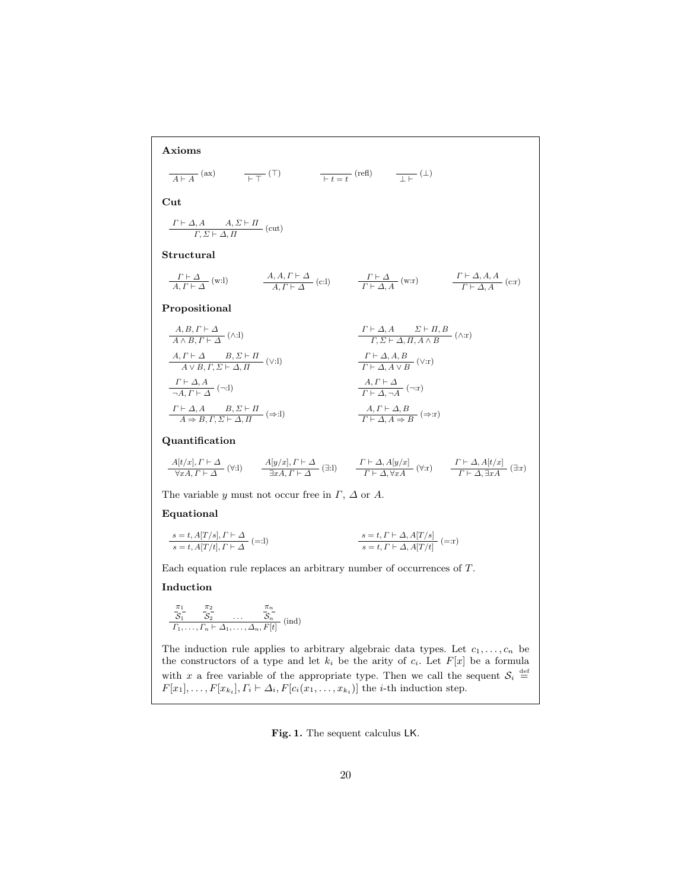**Axioms**

$$\frac{}{A \vdash A}\ (\text{ax}) \qquad \frac{}{\vdash \top}\ (\top) \qquad \frac{}{\vdash t = t}\ (\text{refl}) \qquad \frac{}{\bot \vdash}\ (\bot)$$

**Cut**

$$\frac{\Gamma \vdash \Delta, A \qquad A, \Sigma \vdash \Pi}{\Gamma, \Sigma \vdash \Delta, \Pi}\ (\text{cut})$$

**Structural**

$$\frac{\Gamma \vdash \Delta}{A, \Gamma \vdash \Delta}\ (\text{w:l}) \qquad \frac{A, A, \Gamma \vdash \Delta}{A, \Gamma \vdash \Delta}\ (\text{c:l}) \qquad \frac{\Gamma \vdash \Delta}{\Gamma \vdash \Delta, A}\ (\text{w:r}) \qquad \frac{\Gamma \vdash \Delta, A, A}{\Gamma \vdash \Delta, A}\ (\text{c:r})$$

**Propositional**

$$\frac{A, B, \Gamma \vdash \Delta}{A \wedge B, \Gamma \vdash \Delta}\ (\wedge\text{:l}) \qquad \frac{\Gamma \vdash \Delta, A \qquad \Sigma \vdash \Pi, B}{\Gamma, \Sigma \vdash \Delta, \Pi, A \wedge B}\ (\wedge\text{:r})$$

$$\frac{A, \Gamma \vdash \Delta \qquad B, \Sigma \vdash \Pi}{A \vee B, \Gamma, \Sigma \vdash \Delta, \Pi}\ (\vee\text{:l}) \qquad \frac{\Gamma \vdash \Delta, A, B}{\Gamma \vdash \Delta, A \vee B}\ (\vee\text{:r})$$

$$\frac{\Gamma \vdash \Delta, A}{\neg A, \Gamma \vdash \Delta}\ (\neg\text{:l}) \qquad \frac{A, \Gamma \vdash \Delta}{\Gamma \vdash \Delta, \neg A}\ (\neg\text{:r})$$

$$\frac{\Gamma \vdash \Delta, A \qquad B, \Sigma \vdash \Pi}{A \Rightarrow B, \Gamma, \Sigma \vdash \Delta, \Pi}\ (\Rightarrow\text{:l}) \qquad \frac{A, \Gamma \vdash \Delta, B}{\Gamma \vdash \Delta, A \Rightarrow B}\ (\Rightarrow\text{:r})$$

**Quantification**

$$\frac{A[t/x], \Gamma \vdash \Delta}{\forall x A, \Gamma \vdash \Delta}\ (\forall\text{:l}) \qquad \frac{A[y/x], \Gamma \vdash \Delta}{\exists x A, \Gamma \vdash \Delta}\ (\exists\text{:l}) \qquad \frac{\Gamma \vdash \Delta, A[y/x]}{\Gamma \vdash \Delta, \forall x A}\ (\forall\text{:r}) \qquad \frac{\Gamma \vdash \Delta, A[t/x]}{\Gamma \vdash \Delta, \exists x A}\ (\exists\text{:r})$$

The variable $y$ must not occur free in $\Gamma$, $\Delta$ or $A$.

**Equational**

$$\frac{s = t, A[T/s], \Gamma \vdash \Delta}{s = t, A[T/t], \Gamma \vdash \Delta}\ (=\text{:l}) \qquad \frac{s = t, \Gamma \vdash \Delta, A[T/s]}{s = t, \Gamma \vdash \Delta, A[T/t]}\ (=\text{:r})$$

Each equation rule replaces an arbitrary number of occurrences of $T$.

**Induction**

$$\frac{\dfrac{\pi_1}{\mathcal{S}_1} \quad \dfrac{\pi_2}{\mathcal{S}_2} \quad \ldots \quad \dfrac{\pi_n}{\mathcal{S}_n}}{\Gamma_1, \ldots, \Gamma_n \vdash \Delta_1, \ldots, \Delta_n, F[t]}\ (\text{ind})$$

The induction rule applies to arbitrary algebraic data types. Let $c_1, \ldots, c_n$ be the constructors of a type and let $k_i$ be the arity of $c_i$. Let $F[x]$ be a formula with $x$ a free variable of the appropriate type. Then we call the sequent $\mathcal{S}_i \stackrel{\text{def}}{=} F[x_1], \ldots, F[x_{k_i}], \Gamma_i \vdash \Delta_i, F[c_i(x_1, \ldots, x_{k_i})]$ the $i$-th induction step.

**Fig. 1.** The sequent calculus LK.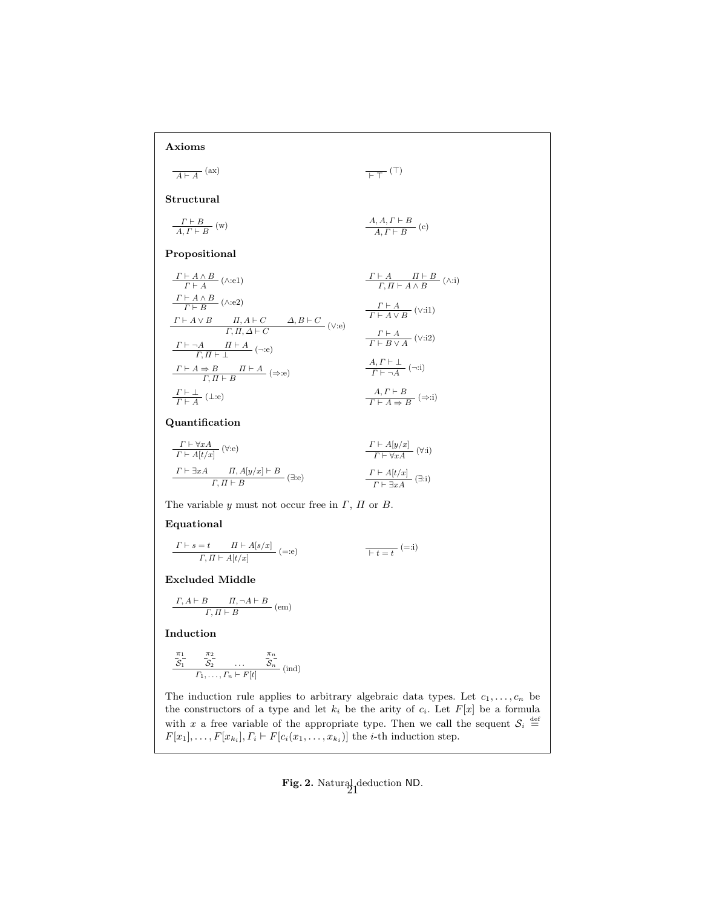**Axioms**

$$\frac{}{A \vdash A}\ (\text{ax}) \qquad\qquad \frac{}{\vdash \top}\ (\top)$$

**Structural**

$$\frac{\Gamma \vdash B}{A, \Gamma \vdash B}\ (\text{w}) \qquad\qquad \frac{A, A, \Gamma \vdash B}{A, \Gamma \vdash B}\ (\text{c})$$

**Propositional**

$$\frac{\Gamma \vdash A \wedge B}{\Gamma \vdash A}\ (\wedge\text{:e1}) \qquad\qquad \frac{\Gamma \vdash A \qquad \Pi \vdash B}{\Gamma, \Pi \vdash A \wedge B}\ (\wedge\text{:i})$$

$$\frac{\Gamma \vdash A \wedge B}{\Gamma \vdash B}\ (\wedge\text{:e2}) \qquad\qquad \frac{\Gamma \vdash A}{\Gamma \vdash A \vee B}\ (\vee\text{:i1})$$

$$\frac{\Gamma \vdash A \vee B \qquad \Pi, A \vdash C \qquad \Delta, B \vdash C}{\Gamma, \Pi, \Delta \vdash C}\ (\vee\text{:e}) \qquad\qquad \frac{\Gamma \vdash A}{\Gamma \vdash B \vee A}\ (\vee\text{:i2})$$

$$\frac{\Gamma \vdash \neg A \qquad \Pi \vdash A}{\Gamma, \Pi \vdash \bot}\ (\neg\text{:e}) \qquad\qquad \frac{A, \Gamma \vdash \bot}{\Gamma \vdash \neg A}\ (\neg\text{:i})$$

$$\frac{\Gamma \vdash A \Rightarrow B \qquad \Pi \vdash A}{\Gamma, \Pi \vdash B}\ (\Rightarrow\text{:e}) \qquad\qquad \frac{A, \Gamma \vdash B}{\Gamma \vdash A \Rightarrow B}\ (\Rightarrow\text{:i})$$

$$\frac{\Gamma \vdash \bot}{\Gamma \vdash A}\ (\bot\text{:e})$$

**Quantification**

$$\frac{\Gamma \vdash \forall x A}{\Gamma \vdash A[t/x]}\ (\forall\text{:e}) \qquad\qquad \frac{\Gamma \vdash A[y/x]}{\Gamma \vdash \forall x A}\ (\forall\text{:i})$$

$$\frac{\Gamma \vdash \exists x A \qquad \Pi, A[y/x] \vdash B}{\Gamma, \Pi \vdash B}\ (\exists\text{:e}) \qquad\qquad \frac{\Gamma \vdash A[t/x]}{\Gamma \vdash \exists x A}\ (\exists\text{:i})$$

The variable $y$ must not occur free in $\Gamma$, $\Pi$ or $B$.

**Equational**

$$\frac{\Gamma \vdash s = t \qquad \Pi \vdash A[s/x]}{\Gamma, \Pi \vdash A[t/x]}\ (=\text{:e}) \qquad\qquad \frac{}{\vdash t = t}\ (=\text{:i})$$

**Excluded Middle**

$$\frac{\Gamma, A \vdash B \qquad \Pi, \neg A \vdash B}{\Gamma, \Pi \vdash B}\ (\text{em})$$

**Induction**

$$\frac{\dfrac{\pi_1}{\mathcal{S}_1} \qquad \dfrac{\pi_2}{\mathcal{S}_2} \qquad \ldots \qquad \dfrac{\pi_n}{\mathcal{S}_n}}{\Gamma_1, \ldots, \Gamma_n \vdash F[t]}\ (\text{ind})$$

The induction rule applies to arbitrary algebraic data types. Let $c_1, \ldots, c_n$ be the constructors of a type and let $k_i$ be the arity of $c_i$. Let $F[x]$ be a formula with $x$ a free variable of the appropriate type. Then we call the sequent $\mathcal{S}_i \stackrel{\text{def}}{=} F[x_1], \ldots, F[x_{k_i}], \Gamma_i \vdash F[c_i(x_1, \ldots, x_{k_i})]$ the $i$-th induction step.

**Fig. 2.** Natural deduction ND.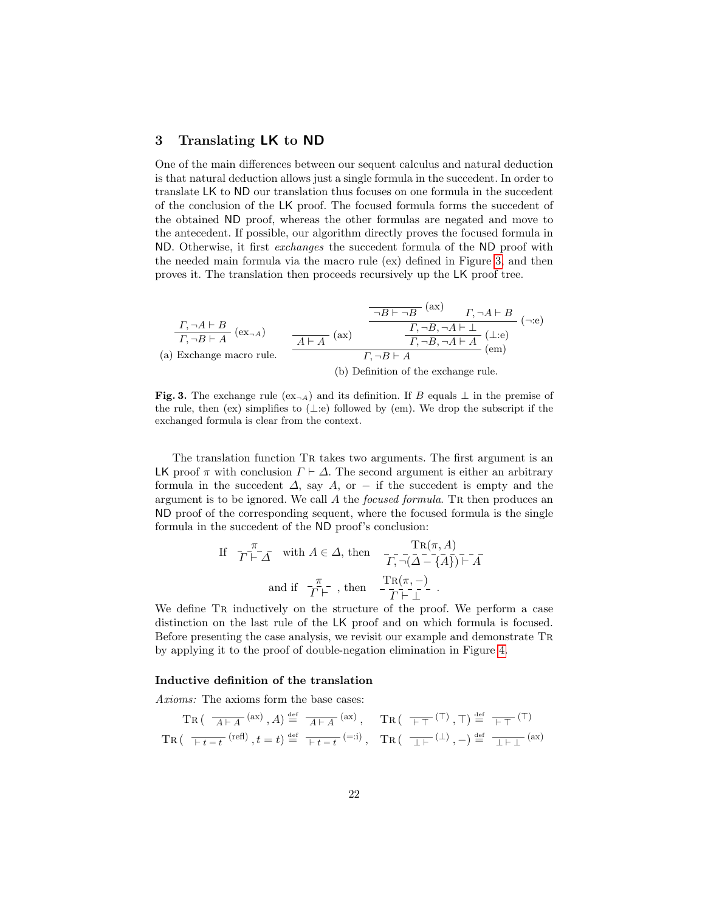## 3 Translating LK to ND

One of the main differences between our sequent calculus and natural deduction is that natural deduction allows just a single formula in the succedent. In order to translate LK to ND our translation thus focuses on one formula in the succedent of the conclusion of the LK proof. The focused formula forms the succedent of the obtained ND proof, whereas the other formulas are negated and move to the antecedent. If possible, our algorithm directly proves the focused formula in ND. Otherwise, it first *exchanges* the succedent formula of the ND proof with the needed main formula via the macro rule (ex) defined in Figure 3, and then proves it. The translation then proceeds recursively up the LK proof tree.

$$\frac{\Gamma, \neg A \vdash B}{\Gamma, \neg B \vdash A}\,(\mathrm{ex}_{\neg A})$$

(a) Exchange macro rule.

$$\dfrac{\dfrac{}{A \vdash A}\,(\mathrm{ax}) \qquad \dfrac{\dfrac{\dfrac{}{\neg B \vdash \neg B}\,(\mathrm{ax}) \qquad \Gamma, \neg A \vdash B}{\Gamma, \neg B, \neg A \vdash \bot}\,(\neg{:}\mathrm{e})}{\Gamma, \neg B, \neg A \vdash A}\,(\bot{:}\mathrm{e})}{\Gamma, \neg B \vdash A}\,(\mathrm{em})$$

(b) Definition of the exchange rule.

**Fig. 3.** The exchange rule $(\mathrm{ex}_{\neg A})$ and its definition. If $B$ equals $\bot$ in the premise of the rule, then (ex) simplifies to $(\bot{:}\mathrm{e})$ followed by (em). We drop the subscript if the exchanged formula is clear from the context.

The translation function TR takes two arguments. The first argument is an LK proof $\pi$ with conclusion $\Gamma \vdash \Delta$. The second argument is either an arbitrary formula in the succedent $\Delta$, say $A$, or $-$ if the succedent is empty and the argument is to be ignored. We call $A$ the *focused formula*. TR then produces an ND proof of the corresponding sequent, where the focused formula is the single formula in the succedent of the ND proof's conclusion:

$$\text{If } \begin{array}{c}\pi \\ \hline \Gamma \vdash \Delta\end{array} \text{ with } A \in \Delta, \text{ then } \begin{array}{c}\mathrm{TR}(\pi, A) \\ \hline \Gamma, \neg(\Delta - \{A\}) \vdash A\end{array}$$

$$\text{and if } \begin{array}{c}\pi \\ \hline \Gamma \vdash \end{array}, \text{ then } \begin{array}{c}\mathrm{TR}(\pi, -) \\ \hline \Gamma \vdash \bot\end{array}.$$

We define TR inductively on the structure of the proof. We perform a case distinction on the last rule of the LK proof and on which formula is focused. Before presenting the case analysis, we revisit our example and demonstrate TR by applying it to the proof of double-negation elimination in Figure 4.

### Inductive definition of the translation

*Axioms:* The axioms form the base cases:

$$\mathrm{TR}\left(\frac{}{A \vdash A}\,(\mathrm{ax}), A\right) \stackrel{\text{def}}{=} \frac{}{A \vdash A}\,(\mathrm{ax}), \quad \mathrm{TR}\left(\frac{}{\vdash \top}\,(\top), \top\right) \stackrel{\text{def}}{=} \frac{}{\vdash \top}\,(\top)$$

$$\mathrm{TR}\left(\frac{}{\vdash t = t}\,(\mathrm{refl}), t = t\right) \stackrel{\text{def}}{=} \frac{}{\vdash t = t}\,({=}{:}\mathrm{i}), \quad \mathrm{TR}\left(\frac{}{\bot \vdash}\,(\bot), -\right) \stackrel{\text{def}}{=} \frac{}{\bot \vdash \bot}\,(\mathrm{ax})$$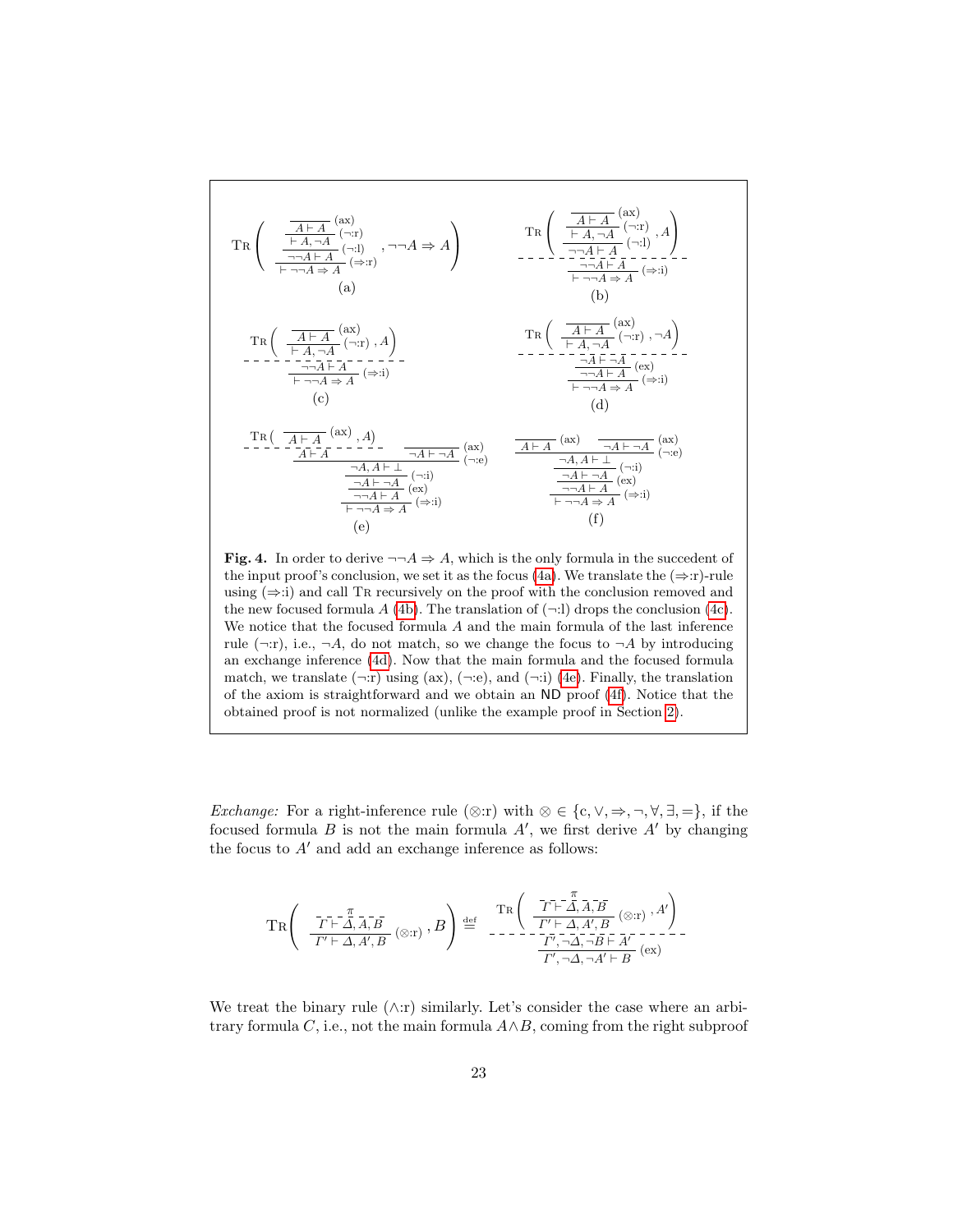$$\text{TR}\left(\dfrac{\dfrac{\dfrac{}{A \vdash A}\,(\text{ax})}{\vdash A, \neg A}\,(\neg{:}\text{r})}{\dfrac{\neg\neg A \vdash A}{\vdash \neg\neg A \Rightarrow A}\,(\Rightarrow{:}\text{r})}\,(\neg{:}\text{l}), \neg\neg A \Rightarrow A\right)$$

(a)

$$\dfrac{\text{TR}\left(\dfrac{\dfrac{\dfrac{}{A \vdash A}\,(\text{ax})}{\vdash A, \neg A}\,(\neg{:}\text{r})}{\neg\neg A \vdash A}\,(\neg{:}\text{l}), A\right)}{\dfrac{\neg\neg A \vdash A}{\vdash \neg\neg A \Rightarrow A}\,(\Rightarrow{:}\text{i})}$$

(b)

$$\dfrac{\text{TR}\left(\dfrac{\dfrac{}{A \vdash A}\,(\text{ax})}{\vdash A, \neg A}\,(\neg{:}\text{r}), A\right)}{\dfrac{\neg\neg A \vdash A}{\vdash \neg\neg A \Rightarrow A}\,(\Rightarrow{:}\text{i})}$$

(c)

$$\dfrac{\text{TR}\left(\dfrac{\dfrac{}{A \vdash A}\,(\text{ax})}{\vdash A, \neg A}\,(\neg{:}\text{r}), \neg A\right)}{\dfrac{\dfrac{\neg A \vdash \neg A}{\neg\neg A \vdash A}\,(\text{ex})}{\vdash \neg\neg A \Rightarrow A}\,(\Rightarrow{:}\text{i})}$$

(d)

$$\dfrac{\dfrac{\dfrac{\dfrac{\text{TR}\left(\dfrac{}{A \vdash A}\,(\text{ax}), A\right)}{A \vdash A} \quad \dfrac{}{\neg A \vdash \neg A}\,(\text{ax})}{\neg A, A \vdash \bot}\,(\neg{:}\text{e})}{\neg A \vdash \neg A}\,(\neg{:}\text{i})}{\dfrac{\dfrac{\neg\neg A \vdash A}{\vdash \neg\neg A \Rightarrow A}\,(\Rightarrow{:}\text{i})}{}}\,(\text{ex})$$

(e)

$$\dfrac{\dfrac{\dfrac{\dfrac{}{A \vdash A}\,(\text{ax}) \quad \dfrac{}{\neg A \vdash \neg A}\,(\text{ax})}{\neg A, A \vdash \bot}\,(\neg{:}\text{e})}{\neg A \vdash \neg A}\,(\neg{:}\text{i})}{\dfrac{\dfrac{\neg\neg A \vdash A}{\vdash \neg\neg A \Rightarrow A}\,(\Rightarrow{:}\text{i})}{}}\,(\text{ex})$$

(f)

**Fig. 4.** In order to derive $\neg\neg A \Rightarrow A$, which is the only formula in the succedent of the input proof's conclusion, we set it as the focus (4a). We translate the ($\Rightarrow$:r)-rule using ($\Rightarrow$:i) and call TR recursively on the proof with the conclusion removed and the new focused formula $A$ (4b). The translation of ($\neg$:l) drops the conclusion (4c). We notice that the focused formula $A$ and the main formula of the last inference rule ($\neg$:r), i.e., $\neg A$, do not match, so we change the focus to $\neg A$ by introducing an exchange inference (4d). Now that the main formula and the focused formula match, we translate ($\neg$:r) using (ax), ($\neg$:e), and ($\neg$:i) (4e). Finally, the translation of the axiom is straightforward and we obtain an ND proof (4f). Notice that the obtained proof is not normalized (unlike the example proof in Section 2).

*Exchange:* For a right-inference rule ($\otimes$:r) with $\otimes \in \{\text{c}, \vee, \Rightarrow, \neg, \forall, \exists, =\}$, if the focused formula $B$ is not the main formula $A'$, we first derive $A'$ by changing the focus to $A'$ and add an exchange inference as follows:

$$\text{TR}\left(\dfrac{\overset{\pi}{\Gamma \vdash \Delta, A, B}}{\Gamma' \vdash \Delta, A', B}\,(\otimes{:}\text{r}), B\right) \overset{\text{def}}{=} \dfrac{\text{TR}\left(\dfrac{\overset{\pi}{\Gamma \vdash \Delta, A, B}}{\Gamma' \vdash \Delta, A', B}\,(\otimes{:}\text{r}), A'\right)}{\dfrac{\Gamma', \neg\Delta, \neg B \vdash A'}{\Gamma', \neg\Delta, \neg A' \vdash B}\,(\text{ex})}$$

We treat the binary rule ($\wedge$:r) similarly. Let's consider the case where an arbitrary formula $C$, i.e., not the main formula $A \wedge B$, coming from the right subproof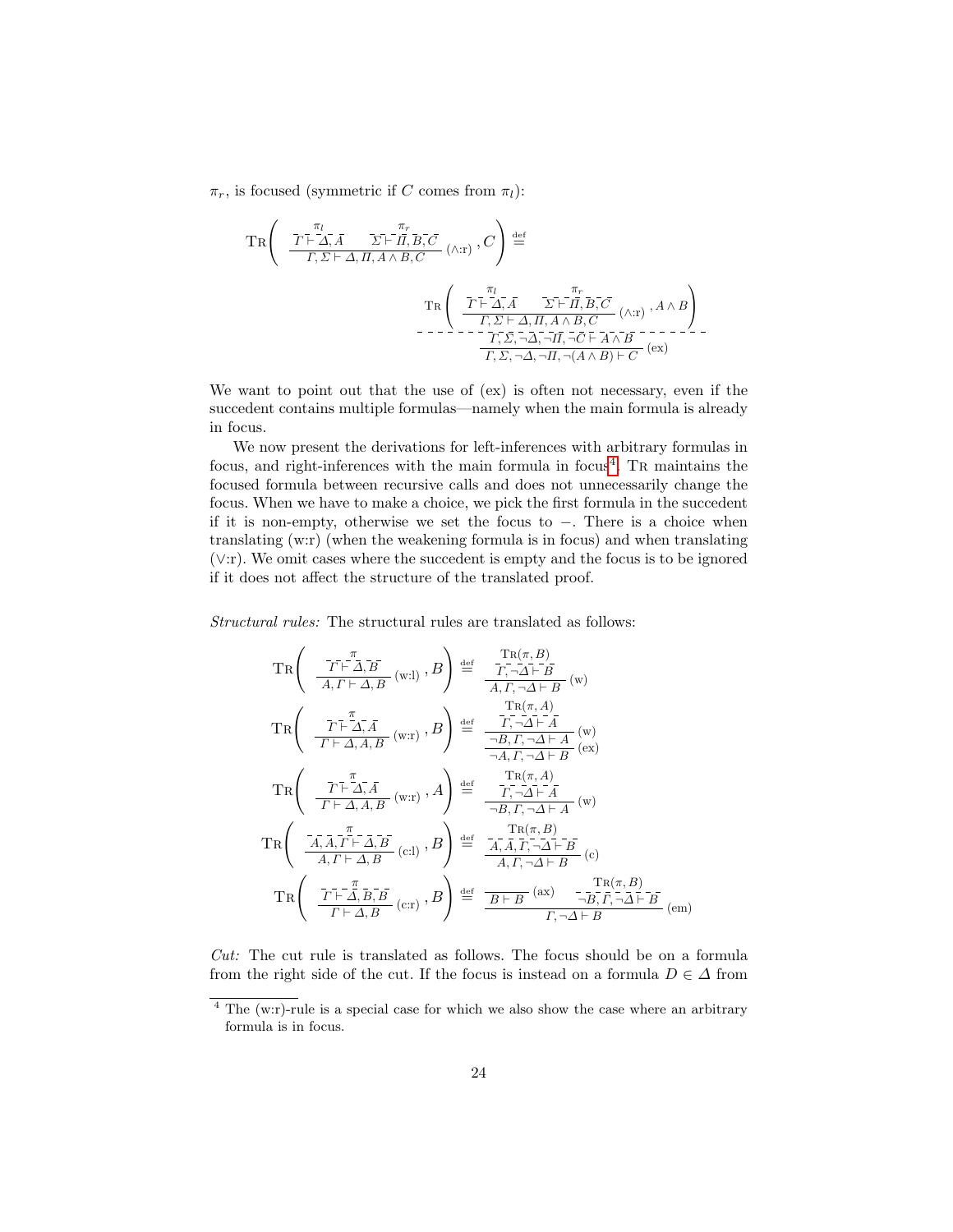$\pi_r$, is focused (symmetric if $C$ comes from $\pi_l$):

$$\textsc{Tr}\left( \dfrac{\overset{\pi_l}{\Gamma \vdash \Delta, A} \qquad \overset{\pi_r}{\Sigma \vdash \Pi, B, C}}{\Gamma, \Sigma \vdash \Delta, \Pi, A \wedge B, C} \,(\wedge{:}\mathrm{r}) , C \right) \overset{\text{def}}{=}$$

$$\dfrac{\dfrac{\textsc{Tr}\left( \dfrac{\overset{\pi_l}{\Gamma \vdash \Delta, A} \qquad \overset{\pi_r}{\Sigma \vdash \Pi, B, C}}{\Gamma, \Sigma \vdash \Delta, \Pi, A \wedge B, C} \,(\wedge{:}\mathrm{r}) , A \wedge B \right)}{\Gamma, \Sigma, \neg\Delta, \neg\Pi, \neg C \vdash A \wedge B}}{\Gamma, \Sigma, \neg\Delta, \neg\Pi, \neg(A \wedge B) \vdash C} \,(\mathrm{ex})$$

We want to point out that the use of (ex) is often not necessary, even if the succedent contains multiple formulas—namely when the main formula is already in focus.

We now present the derivations for left-inferences with arbitrary formulas in focus, and right-inferences with the main formula in focus[4]. Tr maintains the focused formula between recursive calls and does not unnecessarily change the focus. When we have to make a choice, we pick the first formula in the succedent if it is non-empty, otherwise we set the focus to $-$. There is a choice when translating (w:r) (when the weakening formula is in focus) and when translating ($\vee$:r). We omit cases where the succedent is empty and the focus is to be ignored if it does not affect the structure of the translated proof.

*Structural rules:* The structural rules are translated as follows:

$$\textsc{Tr}\left( \dfrac{\overset{\pi}{\Gamma \vdash \Delta, B}}{A, \Gamma \vdash \Delta, B} \,(\mathrm{w{:}l}) , B \right) \overset{\text{def}}{=} \dfrac{\overset{\textsc{Tr}(\pi, B)}{\Gamma, \neg\Delta \vdash B}}{A, \Gamma, \neg\Delta \vdash B} \,(\mathrm{w})$$

$$\textsc{Tr}\left( \dfrac{\overset{\pi}{\Gamma \vdash \Delta, A}}{\Gamma \vdash \Delta, A, B} \,(\mathrm{w{:}r}) , B \right) \overset{\text{def}}{=} \dfrac{\dfrac{\overset{\textsc{Tr}(\pi, A)}{\Gamma, \neg\Delta \vdash A}}{\neg B, \Gamma, \neg\Delta \vdash A} \,(\mathrm{w})}{\neg A, \Gamma, \neg\Delta \vdash B} \,(\mathrm{ex})$$

$$\textsc{Tr}\left( \dfrac{\overset{\pi}{\Gamma \vdash \Delta, A}}{\Gamma \vdash \Delta, A, B} \,(\mathrm{w{:}r}) , A \right) \overset{\text{def}}{=} \dfrac{\overset{\textsc{Tr}(\pi, A)}{\Gamma, \neg\Delta \vdash A}}{\neg B, \Gamma, \neg\Delta \vdash A} \,(\mathrm{w})$$

$$\textsc{Tr}\left( \dfrac{\overset{\pi}{A, A, \Gamma \vdash \Delta, B}}{A, \Gamma \vdash \Delta, B} \,(\mathrm{c{:}l}) , B \right) \overset{\text{def}}{=} \dfrac{\overset{\textsc{Tr}(\pi, B)}{A, A, \Gamma, \neg\Delta \vdash B}}{A, \Gamma, \neg\Delta \vdash B} \,(\mathrm{c})$$

$$\textsc{Tr}\left( \dfrac{\overset{\pi}{\Gamma \vdash \Delta, B, B}}{\Gamma \vdash \Delta, B} \,(\mathrm{c{:}r}) , B \right) \overset{\text{def}}{=} \dfrac{\dfrac{}{B \vdash B} \,(\mathrm{ax}) \qquad \overset{\textsc{Tr}(\pi, B)}{\neg B, \Gamma, \neg\Delta \vdash B}}{\Gamma, \neg\Delta \vdash B} \,(\mathrm{em})$$

*Cut:* The cut rule is translated as follows. The focus should be on a formula from the right side of the cut. If the focus is instead on a formula $D \in \Delta$ from

[4] The (w:r)-rule is a special case for which we also show the case where an arbitrary formula is in focus.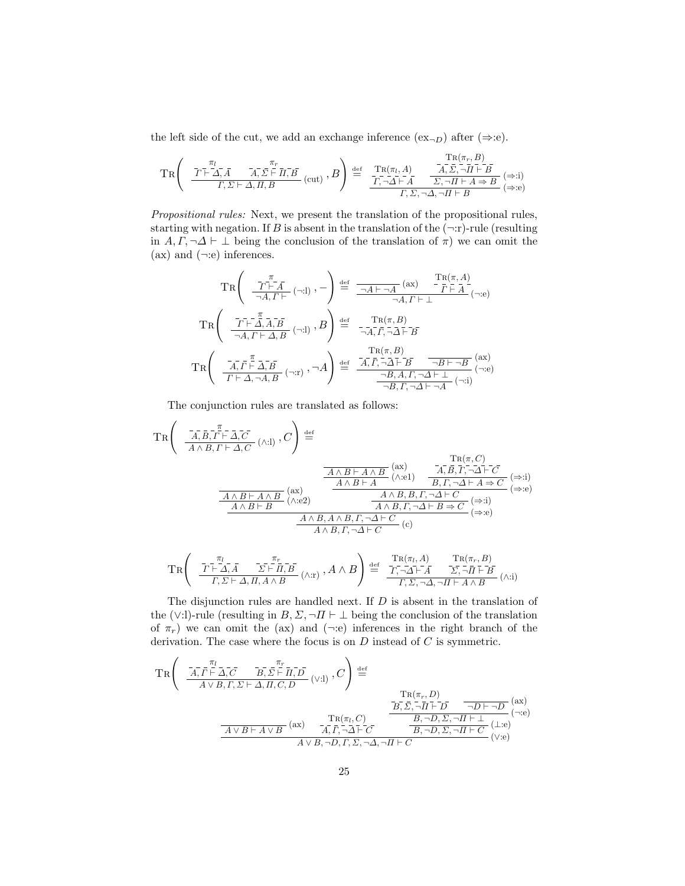the left side of the cut, we add an exchange inference ($\text{ex}_{\neg D}$) after ($\Rightarrow$:e).

$$\textsc{Tr}\left( \dfrac{\overset{\pi_l}{\Gamma \vdash \Delta, A} \quad \overset{\pi_r}{A, \Sigma \vdash \Pi, B}}{\Gamma, \Sigma \vdash \Delta, \Pi, B}\,(\text{cut}), B \right) \overset{\text{def}}{=} \dfrac{\overset{\textsc{Tr}(\pi_l, A)}{\Gamma, \neg\Delta \vdash A} \quad \dfrac{\overset{\textsc{Tr}(\pi_r, B)}{A, \Sigma, \neg\Pi \vdash B}}{\Sigma, \neg\Pi \vdash A \Rightarrow B}\,(\Rightarrow\text{:i})}{\Gamma, \Sigma, \neg\Delta, \neg\Pi \vdash B}\,(\Rightarrow\text{:e})$$

*Propositional rules:* Next, we present the translation of the propositional rules, starting with negation. If $B$ is absent in the translation of the ($\neg$:r)-rule (resulting in $A, \Gamma, \neg\Delta \vdash \bot$ being the conclusion of the translation of $\pi$) we can omit the (ax) and ($\neg$:e) inferences.

$$\textsc{Tr}\left( \dfrac{\overset{\pi}{\Gamma \vdash A}}{\neg A, \Gamma \vdash}\,(\neg\text{:l}), - \right) \overset{\text{def}}{=} \dfrac{\dfrac{}{\neg A \vdash \neg A}\,(\text{ax}) \quad \overset{\textsc{Tr}(\pi, A)}{\Gamma \vdash A}}{\neg A, \Gamma \vdash \bot}\,(\neg\text{:e})$$

$$\textsc{Tr}\left( \dfrac{\overset{\pi}{\Gamma \vdash \Delta, A, B}}{\neg A, \Gamma \vdash \Delta, B}\,(\neg\text{:l}), B \right) \overset{\text{def}}{=} \overset{\textsc{Tr}(\pi, B)}{\neg A, \Gamma, \neg\Delta \vdash B}$$

$$\textsc{Tr}\left( \dfrac{\overset{\pi}{A, \Gamma \vdash \Delta, B}}{\Gamma \vdash \Delta, \neg A, B}\,(\neg\text{:r}), \neg A \right) \overset{\text{def}}{=} \dfrac{\dfrac{\overset{\textsc{Tr}(\pi, B)}{A, \Gamma, \neg\Delta \vdash B} \quad \dfrac{}{\neg B \vdash \neg B}\,(\text{ax})}{\neg B, A, \Gamma, \neg\Delta \vdash \bot}\,(\neg\text{:e})}{\neg B, \Gamma, \neg\Delta \vdash \neg A}\,(\neg\text{:i})$$

The conjunction rules are translated as follows:

$$\textsc{Tr}\left( \dfrac{\overset{\pi}{A, B, \Gamma \vdash \Delta, C}}{A \wedge B, \Gamma \vdash \Delta, C}\,(\wedge\text{:l}), C \right) \overset{\text{def}}{=}$$

$$\dfrac{\dfrac{\dfrac{}{A \wedge B \vdash A \wedge B}\,(\text{ax})}{A \wedge B \vdash B}\,(\wedge\text{:e2}) \quad \dfrac{\dfrac{\dfrac{\dfrac{}{A \wedge B \vdash A \wedge B}\,(\text{ax})}{A \wedge B \vdash A}\,(\wedge\text{:e1}) \quad \dfrac{\overset{\textsc{Tr}(\pi, C)}{A, B, \Gamma, \neg\Delta \vdash C}}{B, \Gamma, \neg\Delta \vdash A \Rightarrow C}\,(\Rightarrow\text{:i})}{A \wedge B, B, \Gamma, \neg\Delta \vdash C}\,(\Rightarrow\text{:e})}{A \wedge B, \Gamma, \neg\Delta \vdash B \Rightarrow C}\,(\Rightarrow\text{:i})}{\dfrac{A \wedge B, A \wedge B, \Gamma, \neg\Delta \vdash C}{A \wedge B, \Gamma, \neg\Delta \vdash C}\,(\text{c})}\,(\Rightarrow\text{:e})$$

$$\textsc{Tr}\left( \dfrac{\overset{\pi_l}{\Gamma \vdash \Delta, A} \quad \overset{\pi_r}{\Sigma \vdash \Pi, B}}{\Gamma, \Sigma \vdash \Delta, \Pi, A \wedge B}\,(\wedge\text{:r}), A \wedge B \right) \overset{\text{def}}{=} \dfrac{\overset{\textsc{Tr}(\pi_l, A)}{\Gamma, \neg\Delta \vdash A} \quad \overset{\textsc{Tr}(\pi_r, B)}{\Sigma, \neg\Pi \vdash B}}{\Gamma, \Sigma, \neg\Delta, \neg\Pi \vdash A \wedge B}\,(\wedge\text{:i})$$

The disjunction rules are handled next. If $D$ is absent in the translation of the ($\vee$:l)-rule (resulting in $B, \Sigma, \neg\Pi \vdash \bot$ being the conclusion of the translation of $\pi_r$) we can omit the (ax) and ($\neg$:e) inferences in the right branch of the derivation. The case where the focus is on $D$ instead of $C$ is symmetric.

$$\textsc{Tr}\left( \dfrac{\overset{\pi_l}{A, \Gamma \vdash \Delta, C} \quad \overset{\pi_r}{B, \Sigma \vdash \Pi, D}}{A \vee B, \Gamma, \Sigma \vdash \Delta, \Pi, C, D}\,(\vee\text{:l}), C \right) \overset{\text{def}}{=}$$

$$\dfrac{\dfrac{}{A \vee B \vdash A \vee B}\,(\text{ax}) \quad \overset{\textsc{Tr}(\pi_l, C)}{A, \Gamma, \neg\Delta \vdash C} \quad \dfrac{\dfrac{\overset{\textsc{Tr}(\pi_r, D)}{B, \Sigma, \neg\Pi \vdash D} \quad \dfrac{}{\neg D \vdash \neg D}\,(\text{ax})}{B, \neg D, \Sigma, \neg\Pi \vdash \bot}\,(\neg\text{:e})}{B, \neg D, \Sigma, \neg\Pi \vdash C}\,(\bot\text{:e})}{A \vee B, \neg D, \Gamma, \Sigma, \neg\Delta, \neg\Pi \vdash C}\,(\vee\text{:e})$$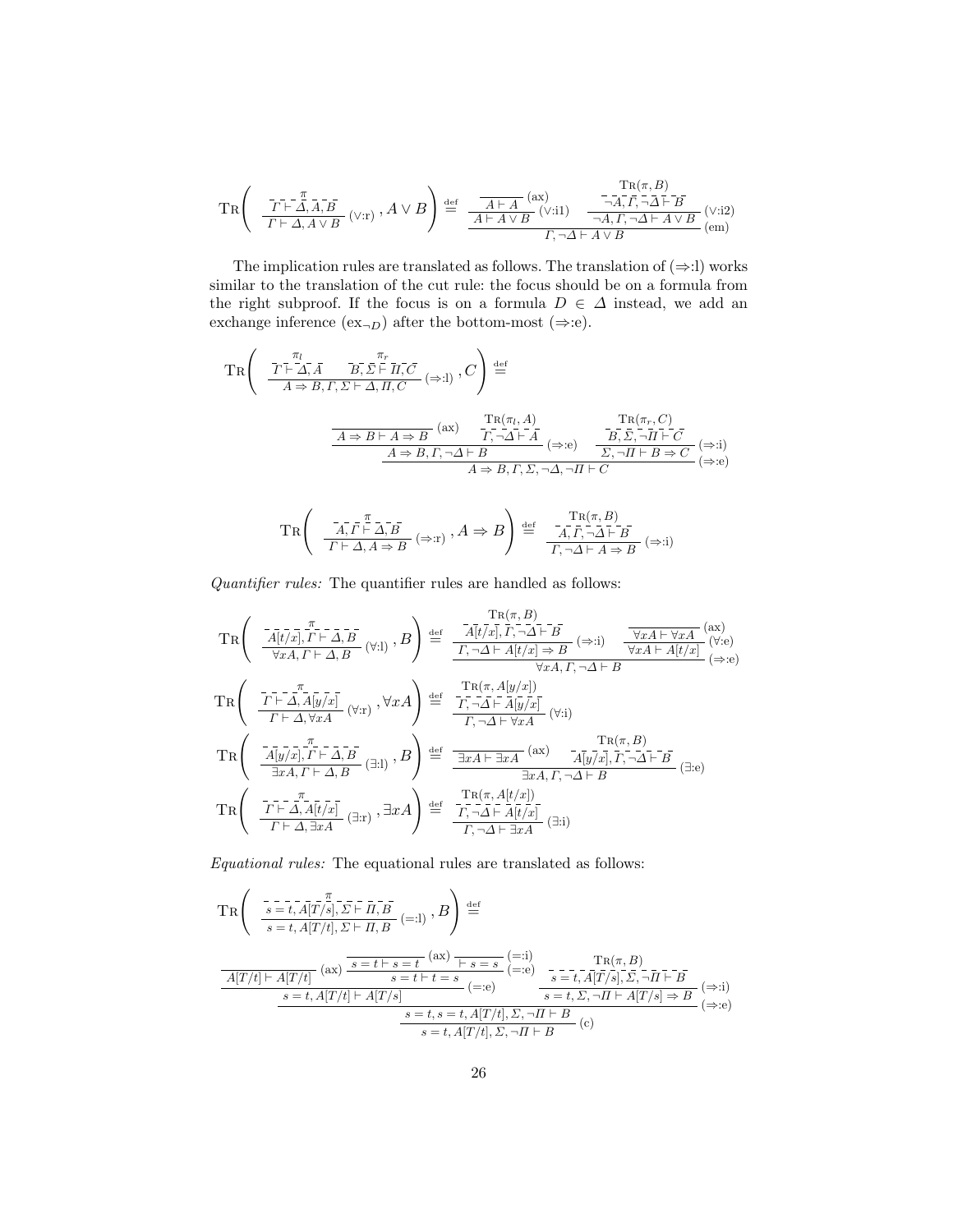$$\mathrm{Tr}\left( \dfrac{\overset{\pi}{\Gamma \vdash \Delta, A, B}}{\Gamma \vdash \Delta, A \vee B}\,(\vee{:}\mathrm{r}) , A \vee B \right) \overset{\text{def}}{=} \dfrac{\dfrac{\overline{A \vdash A}\,(\mathrm{ax})}{A \vdash A \vee B}\,(\vee{:}\mathrm{i1}) \qquad \dfrac{\overset{\mathrm{Tr}(\pi, B)}{\neg A, \Gamma, \neg\Delta \vdash B}}{\neg A, \Gamma, \neg \Delta \vdash A \vee B}\,(\vee{:}\mathrm{i2})}{\Gamma, \neg\Delta \vdash A \vee B}\,(\mathrm{em})$$

The implication rules are translated as follows. The translation of ($\Rightarrow$:l) works similar to the translation of the cut rule: the focus should be on a formula from the right subproof. If the focus is on a formula $D \in \Delta$ instead, we add an exchange inference ($\mathrm{ex}_{\neg D}$) after the bottom-most ($\Rightarrow$:e).

$$\mathrm{Tr}\left( \dfrac{\overset{\pi_l}{\Gamma \vdash \Delta, A} \qquad \overset{\pi_r}{B, \Sigma \vdash \Pi, C}}{A \Rightarrow B, \Gamma, \Sigma \vdash \Delta, \Pi, C}\,(\Rightarrow{:}\mathrm{l}) , C \right) \overset{\text{def}}{=}$$

$$\dfrac{\dfrac{\overline{A \Rightarrow B \vdash A \Rightarrow B}\,(\mathrm{ax}) \qquad \overset{\mathrm{Tr}(\pi_l, A)}{\Gamma, \neg\Delta \vdash A}}{A \Rightarrow B, \Gamma, \neg\Delta \vdash B}\,(\Rightarrow{:}\mathrm{e}) \qquad \dfrac{\overset{\mathrm{Tr}(\pi_r, C)}{B, \Sigma, \neg\Pi \vdash C}}{\Sigma, \neg\Pi \vdash B \Rightarrow C}\,(\Rightarrow{:}\mathrm{i})}{A \Rightarrow B, \Gamma, \Sigma, \neg\Delta, \neg\Pi \vdash C}\,(\Rightarrow{:}\mathrm{e})$$

$$\mathrm{Tr}\left( \dfrac{\overset{\pi}{A, \Gamma \vdash \Delta, B}}{\Gamma \vdash \Delta, A \Rightarrow B}\,(\Rightarrow{:}\mathrm{r}) , A \Rightarrow B \right) \overset{\text{def}}{=} \dfrac{\overset{\mathrm{Tr}(\pi, B)}{A, \Gamma, \neg\Delta \vdash B}}{\Gamma, \neg\Delta \vdash A \Rightarrow B}\,(\Rightarrow{:}\mathrm{i})$$

*Quantifier rules:* The quantifier rules are handled as follows:

$$\mathrm{Tr}\left( \dfrac{\overset{\pi}{A[t/x], \Gamma \vdash \Delta, B}}{\forall x A, \Gamma \vdash \Delta, B}\,(\forall{:}\mathrm{l}) , B \right) \overset{\text{def}}{=} \dfrac{\dfrac{\overset{\mathrm{Tr}(\pi, B)}{A[t/x], \Gamma, \neg\Delta \vdash B}}{\Gamma, \neg\Delta \vdash A[t/x] \Rightarrow B}\,(\Rightarrow{:}\mathrm{i}) \qquad \dfrac{\overline{\forall x A \vdash \forall x A}\,(\mathrm{ax})}{\forall x A \vdash A[t/x]}\,(\forall{:}\mathrm{e})}{\forall x A, \Gamma, \neg\Delta \vdash B}\,(\Rightarrow{:}\mathrm{e})$$

$$\mathrm{Tr}\left( \dfrac{\overset{\pi}{\Gamma \vdash \Delta, A[y/x]}}{\Gamma \vdash \Delta, \forall x A}\,(\forall{:}\mathrm{r}) , \forall x A \right) \overset{\text{def}}{=} \dfrac{\overset{\mathrm{Tr}(\pi, A[y/x])}{\Gamma, \neg\Delta \vdash A[y/x]}}{\Gamma, \neg\Delta \vdash \forall x A}\,(\forall{:}\mathrm{i})$$

$$\mathrm{Tr}\left( \dfrac{\overset{\pi}{A[y/x], \Gamma \vdash \Delta, B}}{\exists x A, \Gamma \vdash \Delta, B}\,(\exists{:}\mathrm{l}) , B \right) \overset{\text{def}}{=} \dfrac{\overline{\exists x A \vdash \exists x A}\,(\mathrm{ax}) \qquad \overset{\mathrm{Tr}(\pi, B)}{A[y/x], \Gamma, \neg\Delta \vdash B}}{\exists x A, \Gamma, \neg\Delta \vdash B}\,(\exists{:}\mathrm{e})$$

$$\mathrm{Tr}\left( \dfrac{\overset{\pi}{\Gamma \vdash \Delta, A[t/x]}}{\Gamma \vdash \Delta, \exists x A}\,(\exists{:}\mathrm{r}) , \exists x A \right) \overset{\text{def}}{=} \dfrac{\overset{\mathrm{Tr}(\pi, A[t/x])}{\Gamma, \neg\Delta \vdash A[t/x]}}{\Gamma, \neg\Delta \vdash \exists x A}\,(\exists{:}\mathrm{i})$$

*Equational rules:* The equational rules are translated as follows:

$$\mathrm{Tr}\left( \dfrac{\overset{\pi}{s = t, A[T/s], \Sigma \vdash \Pi, B}}{s = t, A[T/t], \Sigma \vdash \Pi, B}\,(=\!{:}\mathrm{l}) , B \right) \overset{\text{def}}{=}$$

$$\dfrac{\dfrac{\dfrac{\overline{A[T/t] \vdash A[T/t]}\,(\mathrm{ax}) \qquad \dfrac{\overline{s = t \vdash s = t}\,(\mathrm{ax}) \qquad \overline{\vdash s = s}\,(=\!{:}\mathrm{i})}{s = t \vdash t = s}\,(=\!{:}\mathrm{e})}{s = t, A[T/t] \vdash A[T/s]}\,(=\!{:}\mathrm{e}) \qquad \dfrac{\overset{\mathrm{Tr}(\pi, B)}{s = t, A[T/s], \Sigma, \neg\Pi \vdash B}}{s = t, \Sigma, \neg\Pi \vdash A[T/s] \Rightarrow B}\,(\Rightarrow{:}\mathrm{i})}{s = t, s = t, A[T/t], \Sigma, \neg\Pi \vdash B}\,(\Rightarrow{:}\mathrm{e})}{s = t, A[T/t], \Sigma, \neg\Pi \vdash B}\,(\mathrm{c})$$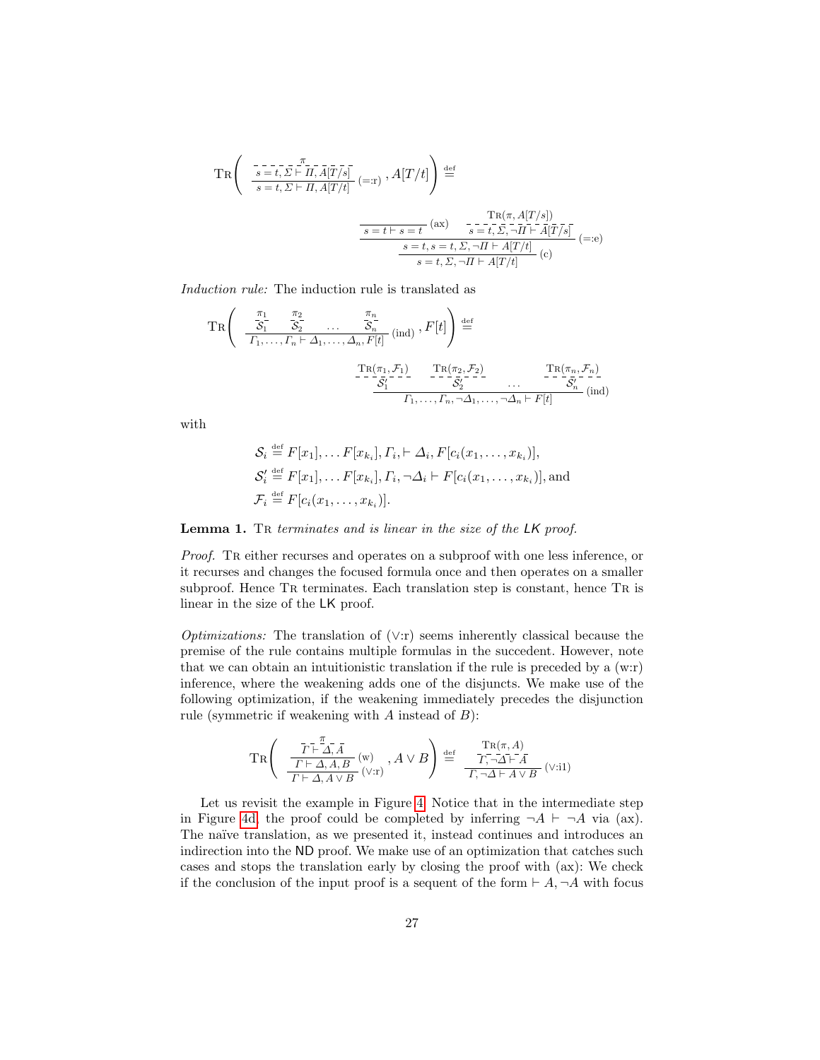$$
\textsc{Tr}\left( \dfrac{\dfrac{\pi}{s = t, \Sigma \vdash \Pi, A[T/s]}}{s = t, \Sigma \vdash \Pi, A[T/t]}\,(=:\mathrm{r})\,, A[T/t] \right) \stackrel{\text{def}}{=}
$$

$$
\dfrac{\dfrac{\dfrac{}{s = t \vdash s = t}\,(\mathrm{ax}) \qquad \dfrac{\textsc{Tr}(\pi, A[T/s])}{s = t, \Sigma, \neg\Pi \vdash A[T/s]}}{s = t, s = t, \Sigma, \neg\Pi \vdash A[T/t]}\,(=:\mathrm{e})}{s = t, \Sigma, \neg\Pi \vdash A[T/t]}\,(\mathrm{c})
$$

*Induction rule:* The induction rule is translated as

$$
\textsc{Tr}\left( \dfrac{\dfrac{\pi_1}{\mathcal{S}_1} \quad \dfrac{\pi_2}{\mathcal{S}_2} \quad \ldots \quad \dfrac{\pi_n}{\mathcal{S}_n}}{\Gamma_1, \ldots, \Gamma_n \vdash \Delta_1, \ldots, \Delta_n, F[t]}\,(\mathrm{ind})\,, F[t] \right) \stackrel{\text{def}}{=}
$$

$$
\dfrac{\dfrac{\textsc{Tr}(\pi_1, \mathcal{F}_1)}{\mathcal{S}'_1} \quad \dfrac{\textsc{Tr}(\pi_2, \mathcal{F}_2)}{\mathcal{S}'_2} \quad \ldots \quad \dfrac{\textsc{Tr}(\pi_n, \mathcal{F}_n)}{\mathcal{S}'_n}}{\Gamma_1, \ldots, \Gamma_n, \neg\Delta_1, \ldots, \neg\Delta_n \vdash F[t]}\,(\mathrm{ind})
$$

with

$$
\begin{aligned}
\mathcal{S}_i &\stackrel{\text{def}}{=} F[x_1], \ldots F[x_{k_i}], \Gamma_i, \vdash \Delta_i, F[c_i(x_1, \ldots, x_{k_i})], \\
\mathcal{S}'_i &\stackrel{\text{def}}{=} F[x_1], \ldots F[x_{k_i}], \Gamma_i, \neg\Delta_i \vdash F[c_i(x_1, \ldots, x_{k_i})], \text{and} \\
\mathcal{F}_i &\stackrel{\text{def}}{=} F[c_i(x_1, \ldots, x_{k_i})].
\end{aligned}
$$

**Lemma 1.** *$\textsc{Tr}$ terminates and is linear in the size of the* LK *proof.*

*Proof.* $\textsc{Tr}$ either recurses and operates on a subproof with one less inference, or it recurses and changes the focused formula once and then operates on a smaller subproof. Hence $\textsc{Tr}$ terminates. Each translation step is constant, hence $\textsc{Tr}$ is linear in the size of the LK proof.

*Optimizations:* The translation of ($\vee$:r) seems inherently classical because the premise of the rule contains multiple formulas in the succedent. However, note that we can obtain an intuitionistic translation if the rule is preceded by a (w:r) inference, where the weakening adds one of the disjuncts. We make use of the following optimization, if the weakening immediately precedes the disjunction rule (symmetric if weakening with $A$ instead of $B$):

$$
\textsc{Tr}\left( \dfrac{\dfrac{\dfrac{\pi}{\Gamma \vdash \Delta, A}}{\Gamma \vdash \Delta, A, B}\,(\mathrm{w})}{\Gamma \vdash \Delta, A \vee B}\,(\vee:\mathrm{r})\,, A \vee B \right) \stackrel{\text{def}}{=} \dfrac{\dfrac{\textsc{Tr}(\pi, A)}{\Gamma, \neg\Delta \vdash A}}{\Gamma, \neg\Delta \vdash A \vee B}\,(\vee:\mathrm{i1})
$$

Let us revisit the example in Figure 4. Notice that in the intermediate step in Figure 4d, the proof could be completed by inferring $\neg A \vdash \neg A$ via (ax). The naïve translation, as we presented it, instead continues and introduces an indirection into the ND proof. We make use of an optimization that catches such cases and stops the translation early by closing the proof with (ax): We check if the conclusion of the input proof is a sequent of the form $\vdash A, \neg A$ with focus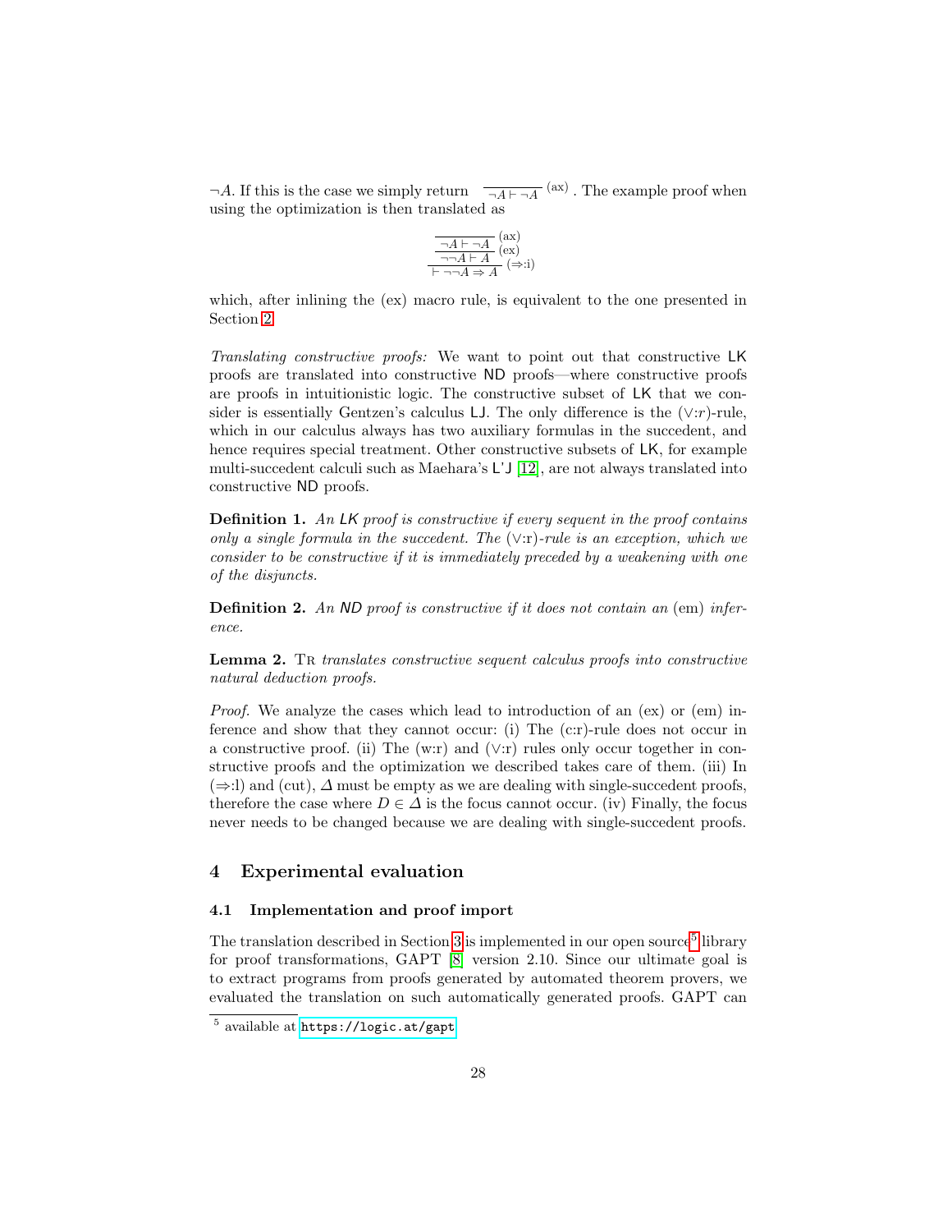$\neg A$. If this is the case we simply return $\dfrac{}{\neg A \vdash \neg A}$ (ax). The example proof when using the optimization is then translated as

$$\dfrac{\dfrac{\dfrac{}{\neg A \vdash \neg A}\ (\text{ax})}{\neg\neg A \vdash A}\ (\text{ex})}{\vdash \neg\neg A \Rightarrow A}\ (\Rightarrow\text{:i})$$

which, after inlining the (ex) macro rule, is equivalent to the one presented in Section 2.

*Translating constructive proofs:* We want to point out that constructive LK proofs are translated into constructive ND proofs—where constructive proofs are proofs in intuitionistic logic. The constructive subset of LK that we consider is essentially Gentzen's calculus LJ. The only difference is the ($\vee$:$r$)-rule, which in our calculus always has two auxiliary formulas in the succedent, and hence requires special treatment. Other constructive subsets of LK, for example multi-succedent calculi such as Maehara's L'J [12], are not always translated into constructive ND proofs.

**Definition 1.** *An LK proof is constructive if every sequent in the proof contains only a single formula in the succedent. The ($\vee$:r)-rule is an exception, which we consider to be constructive if it is immediately preceded by a weakening with one of the disjuncts.*

**Definition 2.** *An ND proof is constructive if it does not contain an* (em) *inference.*

**Lemma 2.** Tr *translates constructive sequent calculus proofs into constructive natural deduction proofs.*

*Proof.* We analyze the cases which lead to introduction of an (ex) or (em) inference and show that they cannot occur: (i) The (c:r)-rule does not occur in a constructive proof. (ii) The (w:r) and ($\vee$:r) rules only occur together in constructive proofs and the optimization we described takes care of them. (iii) In ($\Rightarrow$:l) and (cut), $\Delta$ must be empty as we are dealing with single-succedent proofs, therefore the case where $D \in \Delta$ is the focus cannot occur. (iv) Finally, the focus never needs to be changed because we are dealing with single-succedent proofs.

## 4 Experimental evaluation

### 4.1 Implementation and proof import

The translation described in Section 3 is implemented in our open source[5] library for proof transformations, GAPT [8] version 2.10. Since our ultimate goal is to extract programs from proofs generated by automated theorem provers, we evaluated the translation on such automatically generated proofs. GAPT can

[5] available at https://logic.at/gapt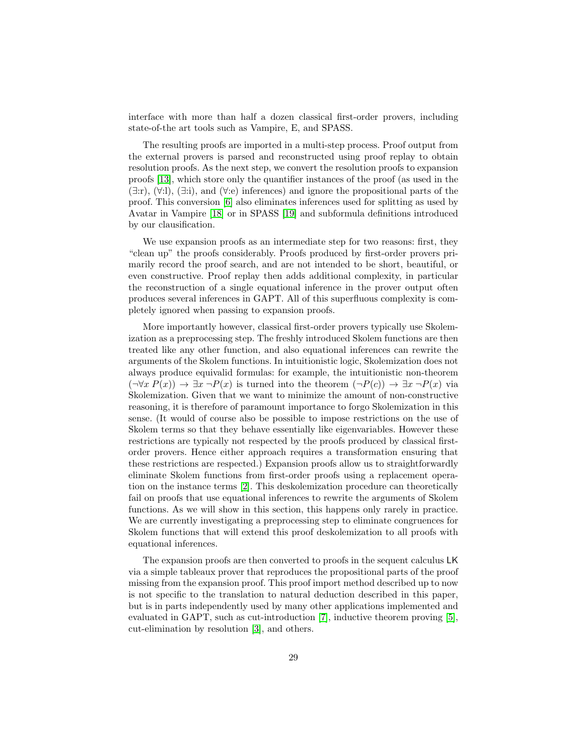interface with more than half a dozen classical first-order provers, including state-of-the art tools such as Vampire, E, and SPASS.

The resulting proofs are imported in a multi-step process. Proof output from the external provers is parsed and reconstructed using proof replay to obtain resolution proofs. As the next step, we convert the resolution proofs to expansion proofs [13], which store only the quantifier instances of the proof (as used in the ($\exists$:r), ($\forall$:l), ($\exists$:i), and ($\forall$:e) inferences) and ignore the propositional parts of the proof. This conversion [6] also eliminates inferences used for splitting as used by Avatar in Vampire [18] or in SPASS [19] and subformula definitions introduced by our clausification.

We use expansion proofs as an intermediate step for two reasons: first, they "clean up" the proofs considerably. Proofs produced by first-order provers primarily record the proof search, and are not intended to be short, beautiful, or even constructive. Proof replay then adds additional complexity, in particular the reconstruction of a single equational inference in the prover output often produces several inferences in GAPT. All of this superfluous complexity is completely ignored when passing to expansion proofs.

More importantly however, classical first-order provers typically use Skolemization as a preprocessing step. The freshly introduced Skolem functions are then treated like any other function, and also equational inferences can rewrite the arguments of the Skolem functions. In intuitionistic logic, Skolemization does not always produce equivalid formulas: for example, the intuitionistic non-theorem $(\neg\forall x\, P(x)) \rightarrow \exists x\, \neg P(x)$ is turned into the theorem $(\neg P(c)) \rightarrow \exists x\, \neg P(x)$ via Skolemization. Given that we want to minimize the amount of non-constructive reasoning, it is therefore of paramount importance to forgo Skolemization in this sense. (It would of course also be possible to impose restrictions on the use of Skolem terms so that they behave essentially like eigenvariables. However these restrictions are typically not respected by the proofs produced by classical first-order provers. Hence either approach requires a transformation ensuring that these restrictions are respected.) Expansion proofs allow us to straightforwardly eliminate Skolem functions from first-order proofs using a replacement operation on the instance terms [2]. This deskolemization procedure can theoretically fail on proofs that use equational inferences to rewrite the arguments of Skolem functions. As we will show in this section, this happens only rarely in practice. We are currently investigating a preprocessing step to eliminate congruences for Skolem functions that will extend this proof deskolemization to all proofs with equational inferences.

The expansion proofs are then converted to proofs in the sequent calculus LK via a simple tableaux prover that reproduces the propositional parts of the proof missing from the expansion proof. This proof import method described up to now is not specific to the translation to natural deduction described in this paper, but is in parts independently used by many other applications implemented and evaluated in GAPT, such as cut-introduction [7], inductive theorem proving [5], cut-elimination by resolution [3], and others.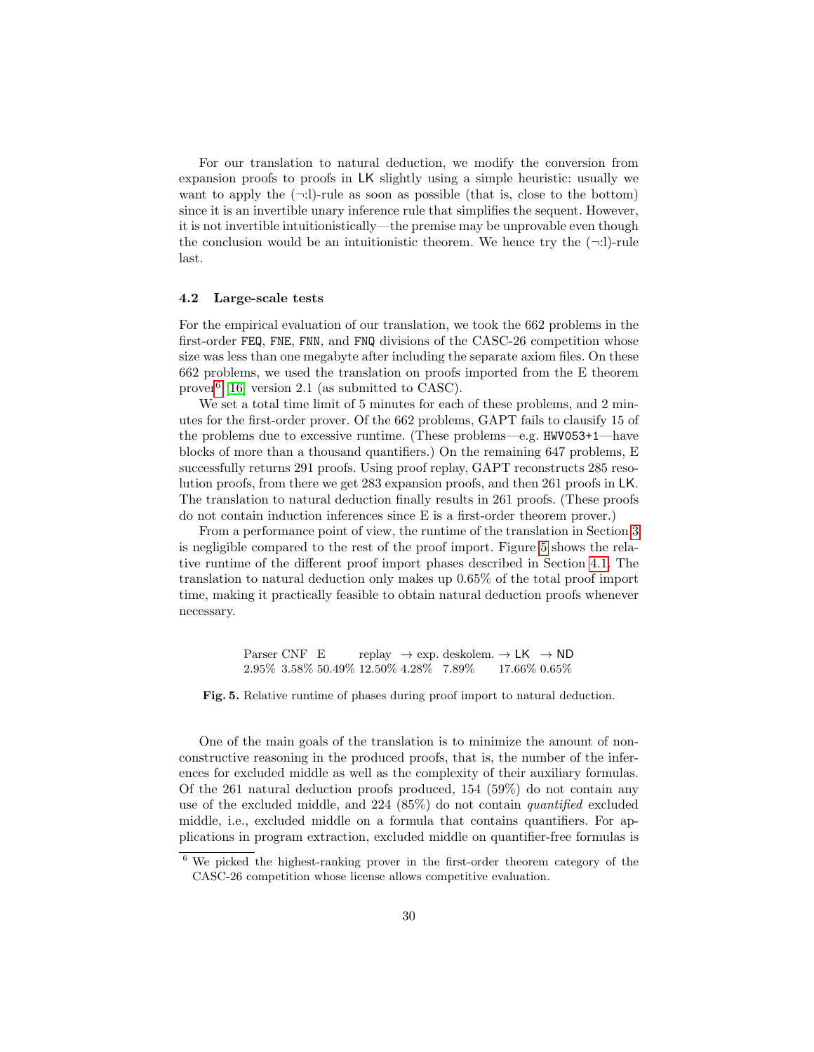For our translation to natural deduction, we modify the conversion from expansion proofs to proofs in LK slightly using a simple heuristic: usually we want to apply the (¬:l)-rule as soon as possible (that is, close to the bottom) since it is an invertible unary inference rule that simplifies the sequent. However, it is not invertible intuitionistically—the premise may be unprovable even though the conclusion would be an intuitionistic theorem. We hence try the (¬:l)-rule last.

### 4.2 Large-scale tests

For the empirical evaluation of our translation, we took the 662 problems in the first-order `FEQ`, `FNE`, `FNN`, and `FNQ` divisions of the CASC-26 competition whose size was less than one megabyte after including the separate axiom files. On these 662 problems, we used the translation on proofs imported from the E theorem prover[6] [16] version 2.1 (as submitted to CASC).

We set a total time limit of 5 minutes for each of these problems, and 2 minutes for the first-order prover. Of the 662 problems, GAPT fails to clausify 15 of the problems due to excessive runtime. (These problems—e.g. `HWV053+1`—have blocks of more than a thousand quantifiers.) On the remaining 647 problems, E successfully returns 291 proofs. Using proof replay, GAPT reconstructs 285 resolution proofs, from there we get 283 expansion proofs, and then 261 proofs in LK. The translation to natural deduction finally results in 261 proofs. (These proofs do not contain induction inferences since E is a first-order theorem prover.)

From a performance point of view, the runtime of the translation in Section 3 is negligible compared to the rest of the proof import. Figure 5 shows the relative runtime of the different proof import phases described in Section 4.1. The translation to natural deduction only makes up 0.65% of the total proof import time, making it practically feasible to obtain natural deduction proofs whenever necessary.

| Parser | CNF | E | replay | → exp. | deskolem. | → LK | → ND |
|---|---|---|---|---|---|---|---|
| 2.95% | 3.58% | 50.49% | 12.50% | 4.28% | 7.89% | 17.66% | 0.65% |

**Fig. 5.** Relative runtime of phases during proof import to natural deduction.

One of the main goals of the translation is to minimize the amount of nonconstructive reasoning in the produced proofs, that is, the number of the inferences for excluded middle as well as the complexity of their auxiliary formulas. Of the 261 natural deduction proofs produced, 154 (59%) do not contain any use of the excluded middle, and 224 (85%) do not contain *quantified* excluded middle, i.e., excluded middle on a formula that contains quantifiers. For applications in program extraction, excluded middle on quantifier-free formulas is

[6] We picked the highest-ranking prover in the first-order theorem category of the CASC-26 competition whose license allows competitive evaluation.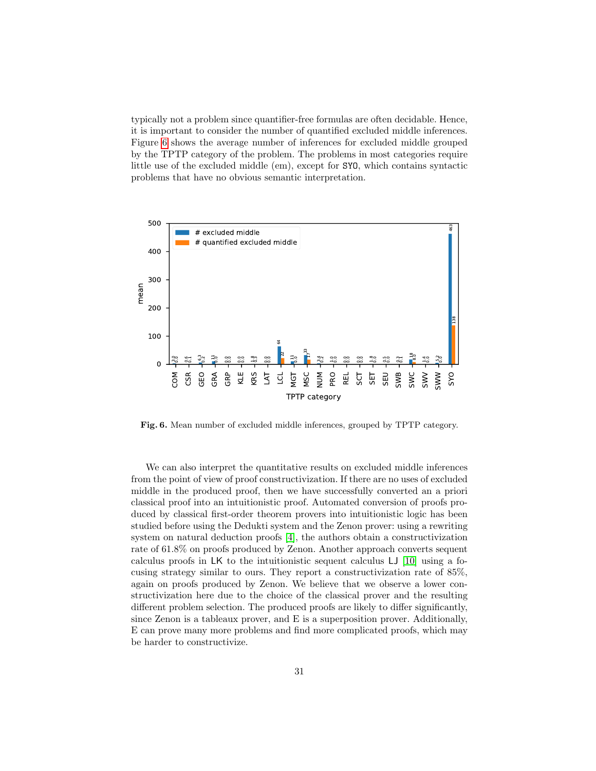typically not a problem since quantifier-free formulas are often decidable. Hence, it is important to consider the number of quantified excluded middle inferences. Figure 6 shows the average number of inferences for excluded middle grouped by the TPTP category of the problem. The problems in most categories require little use of the excluded middle (em), except for SYO, which contains syntactic problems that have no obvious semantic interpretation.

Fig. 6. Mean number of excluded middle inferences, grouped by TPTP category.

We can also interpret the quantitative results on excluded middle inferences from the point of view of proof constructivization. If there are no uses of excluded middle in the produced proof, then we have successfully converted an a priori classical proof into an intuitionistic proof. Automated conversion of proofs produced by classical first-order theorem provers into intuitionistic logic has been studied before using the Dedukti system and the Zenon prover: using a rewriting system on natural deduction proofs [4], the authors obtain a constructivization rate of 61.8% on proofs produced by Zenon. Another approach converts sequent calculus proofs in LK to the intuitionistic sequent calculus LJ [10] using a focusing strategy similar to ours. They report a constructivization rate of 85%, again on proofs produced by Zenon. We believe that we observe a lower constructivization here due to the choice of the classical prover and the resulting different problem selection. The produced proofs are likely to differ significantly, since Zenon is a tableaux prover, and E is a superposition prover. Additionally, E can prove many more problems and find more complicated proofs, which may be harder to constructivize.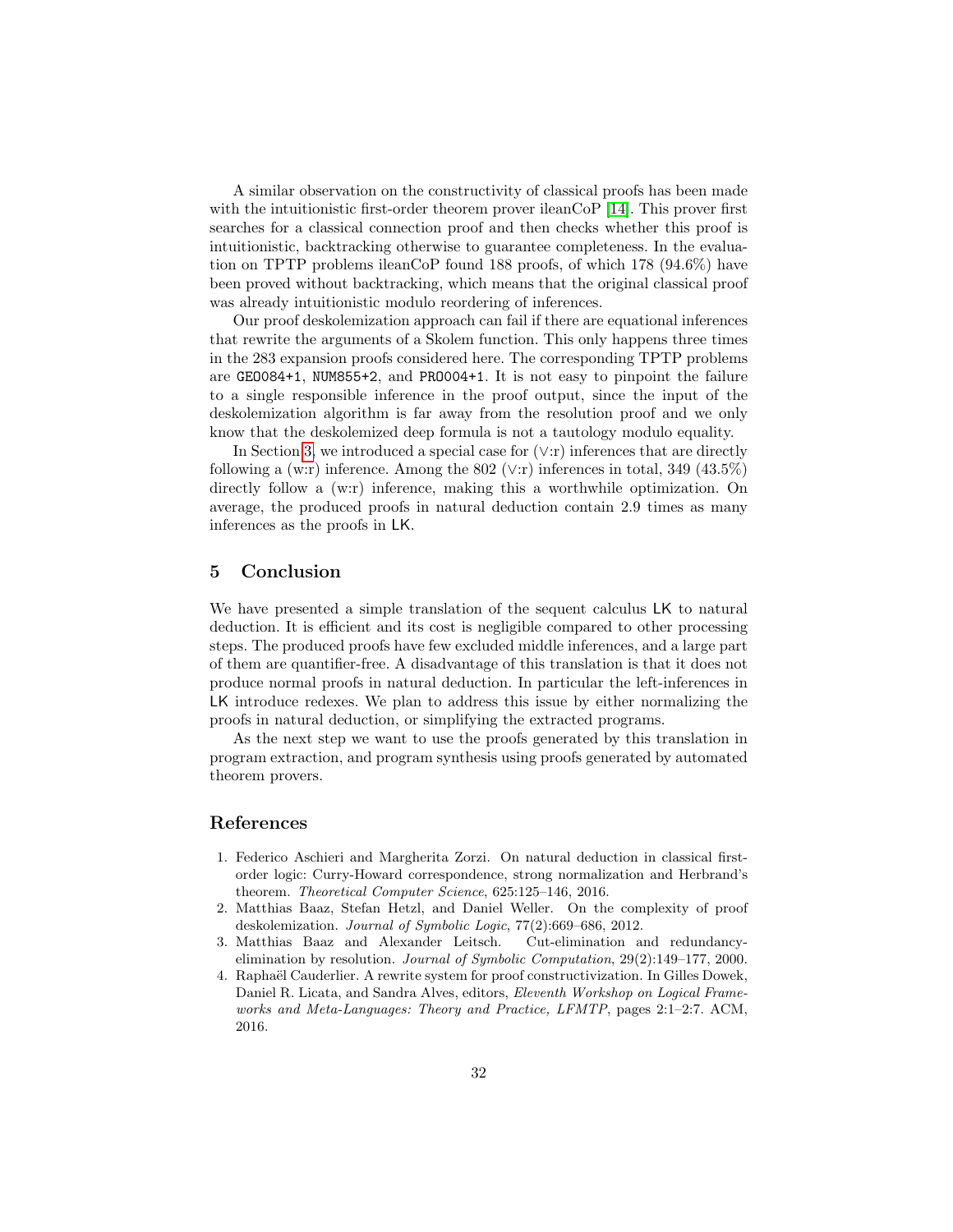A similar observation on the constructivity of classical proofs has been made with the intuitionistic first-order theorem prover ileanCoP [14]. This prover first searches for a classical connection proof and then checks whether this proof is intuitionistic, backtracking otherwise to guarantee completeness. In the evaluation on TPTP problems ileanCoP found 188 proofs, of which 178 (94.6%) have been proved without backtracking, which means that the original classical proof was already intuitionistic modulo reordering of inferences.

Our proof deskolemization approach can fail if there are equational inferences that rewrite the arguments of a Skolem function. This only happens three times in the 283 expansion proofs considered here. The corresponding TPTP problems are `GEO084+1`, `NUM855+2`, and `PRO004+1`. It is not easy to pinpoint the failure to a single responsible inference in the proof output, since the input of the deskolemization algorithm is far away from the resolution proof and we only know that the deskolemized deep formula is not a tautology modulo equality.

In Section 3, we introduced a special case for ($\vee$:r) inferences that are directly following a (w:r) inference. Among the 802 ($\vee$:r) inferences in total, 349 (43.5%) directly follow a (w:r) inference, making this a worthwhile optimization. On average, the produced proofs in natural deduction contain 2.9 times as many inferences as the proofs in LK.

## 5 Conclusion

We have presented a simple translation of the sequent calculus LK to natural deduction. It is efficient and its cost is negligible compared to other processing steps. The produced proofs have few excluded middle inferences, and a large part of them are quantifier-free. A disadvantage of this translation is that it does not produce normal proofs in natural deduction. In particular the left-inferences in LK introduce redexes. We plan to address this issue by either normalizing the proofs in natural deduction, or simplifying the extracted programs.

As the next step we want to use the proofs generated by this translation in program extraction, and program synthesis using proofs generated by automated theorem provers.

## References

1. Federico Aschieri and Margherita Zorzi. On natural deduction in classical first-order logic: Curry-Howard correspondence, strong normalization and Herbrand's theorem. *Theoretical Computer Science*, 625:125–146, 2016.
2. Matthias Baaz, Stefan Hetzl, and Daniel Weller. On the complexity of proof deskolemization. *Journal of Symbolic Logic*, 77(2):669–686, 2012.
3. Matthias Baaz and Alexander Leitsch. Cut-elimination and redundancy-elimination by resolution. *Journal of Symbolic Computation*, 29(2):149–177, 2000.
4. Raphaël Cauderlier. A rewrite system for proof constructivization. In Gilles Dowek, Daniel R. Licata, and Sandra Alves, editors, *Eleventh Workshop on Logical Frameworks and Meta-Languages: Theory and Practice, LFMTP*, pages 2:1–2:7. ACM, 2016.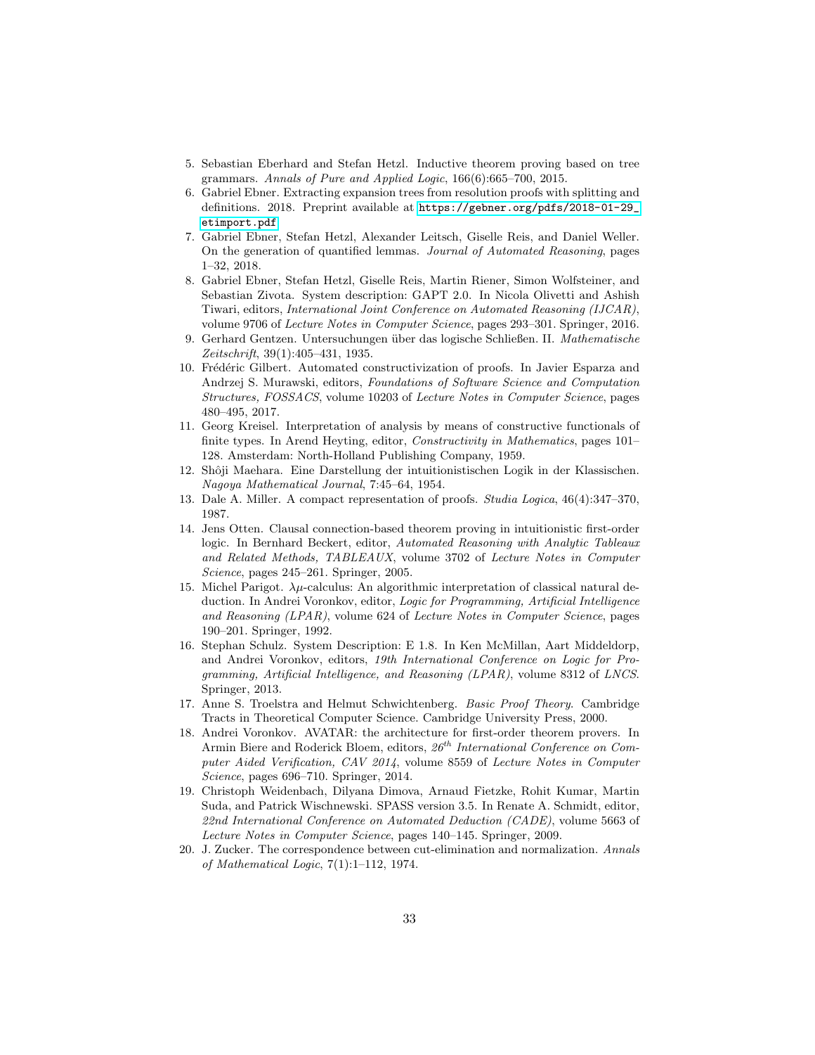5. Sebastian Eberhard and Stefan Hetzl. Inductive theorem proving based on tree grammars. *Annals of Pure and Applied Logic*, 166(6):665–700, 2015.
6. Gabriel Ebner. Extracting expansion trees from resolution proofs with splitting and definitions. 2018. Preprint available at https://gebner.org/pdfs/2018-01-29_etimport.pdf.
7. Gabriel Ebner, Stefan Hetzl, Alexander Leitsch, Giselle Reis, and Daniel Weller. On the generation of quantified lemmas. *Journal of Automated Reasoning*, pages 1–32, 2018.
8. Gabriel Ebner, Stefan Hetzl, Giselle Reis, Martin Riener, Simon Wolfsteiner, and Sebastian Zivota. System description: GAPT 2.0. In Nicola Olivetti and Ashish Tiwari, editors, *International Joint Conference on Automated Reasoning (IJCAR)*, volume 9706 of *Lecture Notes in Computer Science*, pages 293–301. Springer, 2016.
9. Gerhard Gentzen. Untersuchungen über das logische Schließen. II. *Mathematische Zeitschrift*, 39(1):405–431, 1935.
10. Frédéric Gilbert. Automated constructivization of proofs. In Javier Esparza and Andrzej S. Murawski, editors, *Foundations of Software Science and Computation Structures, FOSSACS*, volume 10203 of *Lecture Notes in Computer Science*, pages 480–495, 2017.
11. Georg Kreisel. Interpretation of analysis by means of constructive functionals of finite types. In Arend Heyting, editor, *Constructivity in Mathematics*, pages 101–128. Amsterdam: North-Holland Publishing Company, 1959.
12. Shôji Maehara. Eine Darstellung der intuitionistischen Logik in der Klassischen. *Nagoya Mathematical Journal*, 7:45–64, 1954.
13. Dale A. Miller. A compact representation of proofs. *Studia Logica*, 46(4):347–370, 1987.
14. Jens Otten. Clausal connection-based theorem proving in intuitionistic first-order logic. In Bernhard Beckert, editor, *Automated Reasoning with Analytic Tableaux and Related Methods, TABLEAUX*, volume 3702 of *Lecture Notes in Computer Science*, pages 245–261. Springer, 2005.
15. Michel Parigot. $\lambda\mu$-calculus: An algorithmic interpretation of classical natural deduction. In Andrei Voronkov, editor, *Logic for Programming, Artificial Intelligence and Reasoning (LPAR)*, volume 624 of *Lecture Notes in Computer Science*, pages 190–201. Springer, 1992.
16. Stephan Schulz. System Description: E 1.8. In Ken McMillan, Aart Middeldorp, and Andrei Voronkov, editors, *19th International Conference on Logic for Programming, Artificial Intelligence, and Reasoning (LPAR)*, volume 8312 of *LNCS*. Springer, 2013.
17. Anne S. Troelstra and Helmut Schwichtenberg. *Basic Proof Theory*. Cambridge Tracts in Theoretical Computer Science. Cambridge University Press, 2000.
18. Andrei Voronkov. AVATAR: the architecture for first-order theorem provers. In Armin Biere and Roderick Bloem, editors, *26$^{th}$ International Conference on Computer Aided Verification, CAV 2014*, volume 8559 of *Lecture Notes in Computer Science*, pages 696–710. Springer, 2014.
19. Christoph Weidenbach, Dilyana Dimova, Arnaud Fietzke, Rohit Kumar, Martin Suda, and Patrick Wischnewski. SPASS version 3.5. In Renate A. Schmidt, editor, *22nd International Conference on Automated Deduction (CADE)*, volume 5663 of *Lecture Notes in Computer Science*, pages 140–145. Springer, 2009.
20. J. Zucker. The correspondence between cut-elimination and normalization. *Annals of Mathematical Logic*, 7(1):1–112, 1974.